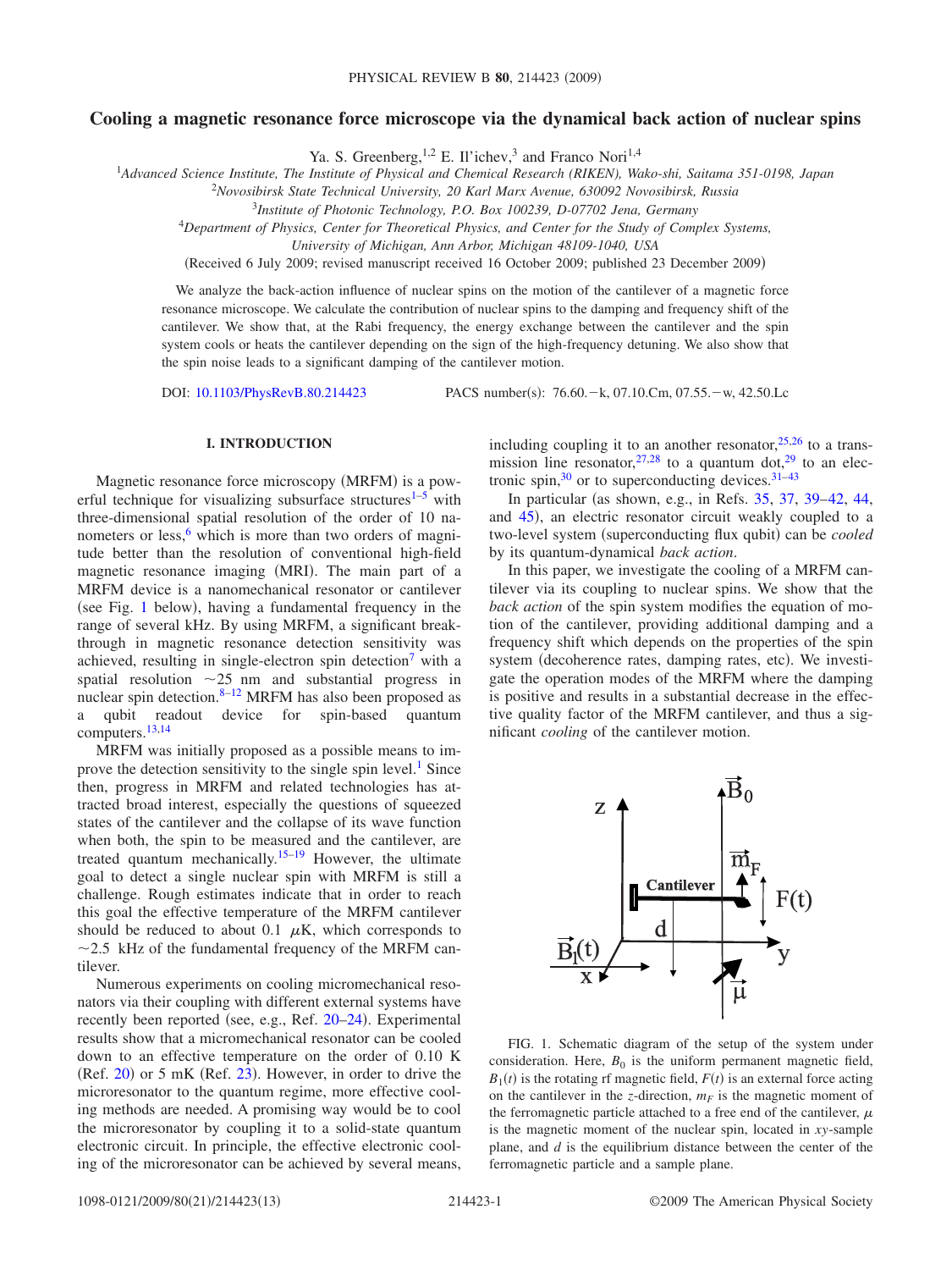# Cooling a magnetic resonance force microscope via the dynamical back action of nuclear spins

Ya. S. Greenberg,[1,2] E. Il'ichev,[3] and Franco Nori[1,4]

[1]*Advanced Science Institute, The Institute of Physical and Chemical Research (RIKEN), Wako-shi, Saitama 351-0198, Japan*
[2]*Novosibirsk State Technical University, 20 Karl Marx Avenue, 630092 Novosibirsk, Russia*
[3]*Institute of Photonic Technology, P.O. Box 100239, D-07702 Jena, Germany*
[4]*Department of Physics, Center for Theoretical Physics, and Center for the Study of Complex Systems, University of Michigan, Ann Arbor, Michigan 48109-1040, USA*

(Received 6 July 2009; revised manuscript received 16 October 2009; published 23 December 2009)

We analyze the back-action influence of nuclear spins on the motion of the cantilever of a magnetic force resonance microscope. We calculate the contribution of nuclear spins to the damping and frequency shift of the cantilever. We show that, at the Rabi frequency, the energy exchange between the cantilever and the spin system cools or heats the cantilever depending on the sign of the high-frequency detuning. We also show that the spin noise leads to a significant damping of the cantilever motion.

DOI: 10.1103/PhysRevB.80.214423 PACS number(s): 76.60.−k, 07.10.Cm, 07.55.−w, 42.50.Lc

## I. INTRODUCTION

Magnetic resonance force microscopy (MRFM) is a powerful technique for visualizing subsurface structures[1–5] with three-dimensional spatial resolution of the order of 10 nanometers or less,[6] which is more than two orders of magnitude better than the resolution of conventional high-field magnetic resonance imaging (MRI). The main part of a MRFM device is a nanomechanical resonator or cantilever (see Fig. 1 below), having a fundamental frequency in the range of several kHz. By using MRFM, a significant breakthrough in magnetic resonance detection sensitivity was achieved, resulting in single-electron spin detection[7] with a spatial resolution ~25 nm and substantial progress in nuclear spin detection.[8–12] MRFM has also been proposed as a qubit readout device for spin-based quantum computers.[13,14]

MRFM was initially proposed as a possible means to improve the detection sensitivity to the single spin level.[1] Since then, progress in MRFM and related technologies has attracted broad interest, especially the questions of squeezed states of the cantilever and the collapse of its wave function when both, the spin to be measured and the cantilever, are treated quantum mechanically.[15–19] However, the ultimate goal to detect a single nuclear spin with MRFM is still a challenge. Rough estimates indicate that in order to reach this goal the effective temperature of the MRFM cantilever should be reduced to about 0.1 $\mu$K, which corresponds to ~2.5 kHz of the fundamental frequency of the MRFM cantilever.

Numerous experiments on cooling micromechanical resonators via their coupling with different external systems have recently been reported (see, e.g., Ref. 20–24). Experimental results show that a micromechanical resonator can be cooled down to an effective temperature on the order of 0.10 K (Ref. 20) or 5 mK (Ref. 23). However, in order to drive the microresonator to the quantum regime, more effective cooling methods are needed. A promising way would be to cool the microresonator by coupling it to a solid-state quantum electronic circuit. In principle, the effective electronic cooling of the microresonator can be achieved by several means, including coupling it to an another resonator,[25,26] to a transmission line resonator,[27,28] to a quantum dot,[29] to an electronic spin,[30] or to superconducting devices.[31–43]

In particular (as shown, e.g., in Refs. 35, 37, 39–42, 44, and 45), an electric resonator circuit weakly coupled to a two-level system (superconducting flux qubit) can be *cooled* by its quantum-dynamical *back action*.

In this paper, we investigate the cooling of a MRFM cantilever via its coupling to nuclear spins. We show that the *back action* of the spin system modifies the equation of motion of the cantilever, providing additional damping and a frequency shift which depends on the properties of the spin system (decoherence rates, damping rates, etc). We investigate the operation modes of the MRFM where the damping is positive and results in a substantial decrease in the effective quality factor of the MRFM cantilever, and thus a significant *cooling* of the cantilever motion.

FIG. 1. Schematic diagram of the setup of the system under consideration. Here, $B_0$ is the uniform permanent magnetic field, $B_1(t)$ is the rotating rf magnetic field, $F(t)$ is an external force acting on the cantilever in the $z$-direction, $m_F$ is the magnetic moment of the ferromagnetic particle attached to a free end of the cantilever, $\mu$ is the magnetic moment of the nuclear spin, located in $xy$-sample plane, and $d$ is the equilibrium distance between the center of the ferromagnetic particle and a sample plane.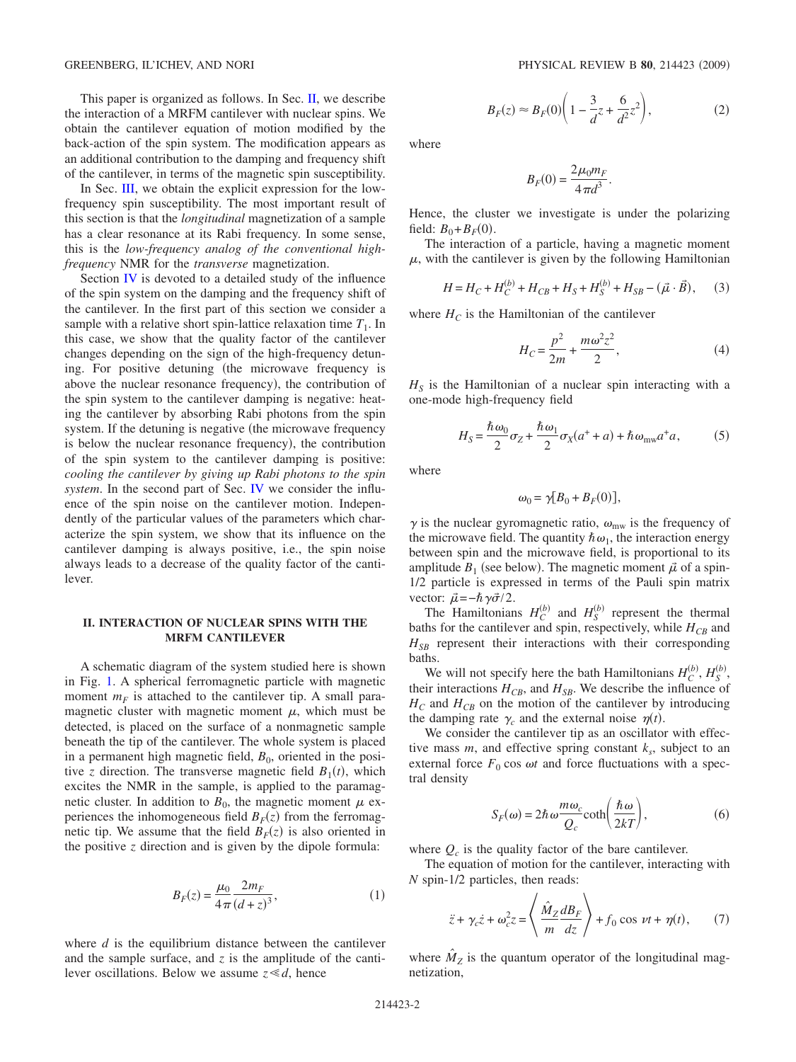This paper is organized as follows. In Sec. II, we describe the interaction of a MRFM cantilever with nuclear spins. We obtain the cantilever equation of motion modified by the back-action of the spin system. The modification appears as an additional contribution to the damping and frequency shift of the cantilever, in terms of the magnetic spin susceptibility.

In Sec. III, we obtain the explicit expression for the low-frequency spin susceptibility. The most important result of this section is that the *longitudinal* magnetization of a sample has a clear resonance at its Rabi frequency. In some sense, this is the *low-frequency analog of the conventional high-frequency* NMR for the *transverse* magnetization.

Section IV is devoted to a detailed study of the influence of the spin system on the damping and the frequency shift of the cantilever. In the first part of this section we consider a sample with a relative short spin-lattice relaxation time $T_1$. In this case, we show that the quality factor of the cantilever changes depending on the sign of the high-frequency detuning. For positive detuning (the microwave frequency is above the nuclear resonance frequency), the contribution of the spin system to the cantilever damping is negative: heating the cantilever by absorbing Rabi photons from the spin system. If the detuning is negative (the microwave frequency is below the nuclear resonance frequency), the contribution of the spin system to the cantilever damping is positive: *cooling the cantilever by giving up Rabi photons to the spin system*. In the second part of Sec. IV we consider the influence of the spin noise on the cantilever motion. Independently of the particular values of the parameters which characterize the spin system, we show that its influence on the cantilever damping is always positive, i.e., the spin noise always leads to a decrease of the quality factor of the cantilever.

## II. INTERACTION OF NUCLEAR SPINS WITH THE MRFM CANTILEVER

A schematic diagram of the system studied here is shown in Fig. 1. A spherical ferromagnetic particle with magnetic moment $m_F$ is attached to the cantilever tip. A small paramagnetic cluster with magnetic moment $\mu$, which must be detected, is placed on the surface of a nonmagnetic sample beneath the tip of the cantilever. The whole system is placed in a permanent high magnetic field, $B_0$, oriented in the positive $z$ direction. The transverse magnetic field $B_1(t)$, which excites the NMR in the sample, is applied to the paramagnetic cluster. In addition to $B_0$, the magnetic moment $\mu$ experiences the inhomogeneous field $B_F(z)$ from the ferromagnetic tip. We assume that the field $B_F(z)$ is also oriented in the positive $z$ direction and is given by the dipole formula:

$$B_F(z) = \frac{\mu_0}{4\pi}\frac{2m_F}{(d+z)^3}, \tag{1}$$

where $d$ is the equilibrium distance between the cantilever and the sample surface, and $z$ is the amplitude of the cantilever oscillations. Below we assume $z \ll d$, hence

$$B_F(z) \approx B_F(0)\left(1 - \frac{3}{d}z + \frac{6}{d^2}z^2\right), \tag{2}$$

where

$$B_F(0) = \frac{2\mu_0 m_F}{4\pi d^3}.$$

Hence, the cluster we investigate is under the polarizing field: $B_0 + B_F(0)$.

The interaction of a particle, having a magnetic moment $\mu$, with the cantilever is given by the following Hamiltonian

$$H = H_C + H_C^{(b)} + H_{CB} + H_S + H_S^{(b)} + H_{SB} - (\vec{\mu}\cdot\vec{B}), \tag{3}$$

where $H_C$ is the Hamiltonian of the cantilever

$$H_C = \frac{p^2}{2m} + \frac{m\omega^2 z^2}{2}, \tag{4}$$

$H_S$ is the Hamiltonian of a nuclear spin interacting with a one-mode high-frequency field

$$H_S = \frac{\hbar\omega_0}{2}\sigma_Z + \frac{\hbar\omega_1}{2}\sigma_X(a^+ + a) + \hbar\omega_{\text{mw}}a^+a, \tag{5}$$

where

$$\omega_0 = \gamma[B_0 + B_F(0)],$$

$\gamma$ is the nuclear gyromagnetic ratio, $\omega_{\text{mw}}$ is the frequency of the microwave field. The quantity $\hbar\omega_1$, the interaction energy between spin and the microwave field, is proportional to its amplitude $B_1$ (see below). The magnetic moment $\vec{\mu}$ of a spin-1/2 particle is expressed in terms of the Pauli spin matrix vector: $\vec{\mu} = -\hbar\gamma\vec{\sigma}/2$.

The Hamiltonians $H_C^{(b)}$ and $H_S^{(b)}$ represent the thermal baths for the cantilever and spin, respectively, while $H_{CB}$ and $H_{SB}$ represent their interactions with their corresponding baths.

We will not specify here the bath Hamiltonians $H_C^{(b)}$, $H_S^{(b)}$, their interactions $H_{CB}$, and $H_{SB}$. We describe the influence of $H_C$ and $H_{CB}$ on the motion of the cantilever by introducing the damping rate $\gamma_c$ and the external noise $\eta(t)$.

We consider the cantilever tip as an oscillator with effective mass $m$, and effective spring constant $k_s$, subject to an external force $F_0 \cos \omega t$ and force fluctuations with a spectral density

$$S_F(\omega) = 2\hbar\omega\frac{m\omega_c}{Q_c}\coth\left(\frac{\hbar\omega}{2kT}\right), \tag{6}$$

where $Q_c$ is the quality factor of the bare cantilever.

The equation of motion for the cantilever, interacting with $N$ spin-1/2 particles, then reads:

$$\ddot{z} + \gamma_c\dot{z} + \omega_c^2 z = \left\langle \frac{\hat{M}_Z}{m}\frac{dB_F}{dz} \right\rangle + f_0 \cos \nu t + \eta(t), \tag{7}$$

where $\hat{M}_Z$ is the quantum operator of the longitudinal magnetization,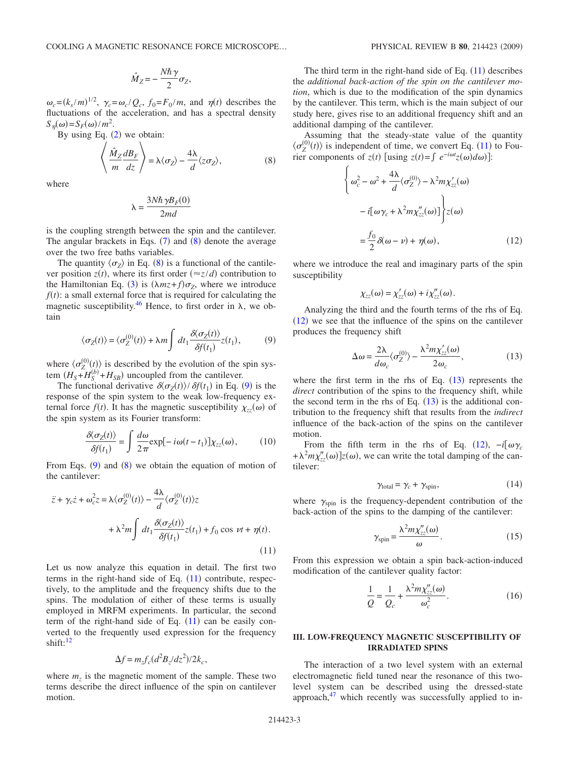$$\hat{M}_Z = -\frac{N\hbar\gamma}{2}\sigma_Z,$$

$\omega_c = (k_s/m)^{1/2}$, $\gamma_c = \omega_c/Q_c$, $f_0 = F_0/m$, and $\eta(t)$ describes the fluctuations of the acceleration, and has a spectral density $S_\eta(\omega) = S_F(\omega)/m^2$.

By using Eq. (2) we obtain:

$$\left\langle \frac{\hat{M}_Z}{m}\frac{dB_F}{dz} \right\rangle = \lambda\langle\sigma_Z\rangle - \frac{4\lambda}{d}\langle z\sigma_Z\rangle, \tag{8}$$

where

$$\lambda = \frac{3N\hbar\gamma B_F(0)}{2md}$$

is the coupling strength between the spin and the cantilever. The angular brackets in Eqs. (7) and (8) denote the average over the two free baths variables.

The quantity $\langle\sigma_Z\rangle$ in Eq. (8) is a functional of the cantilever position $z(t)$, where its first order ($\approx z/d$) contribution to the Hamiltonian Eq. (3) is $(\lambda mz + f)\sigma_Z$, where we introduce $f(t)$: a small external force that is required for calculating the magnetic susceptibility.[46] Hence, to first order in $\lambda$, we obtain

$$\langle\sigma_Z(t)\rangle = \langle\sigma_Z^{(0)}(t)\rangle + \lambda m \int dt_1 \frac{\delta\langle\sigma_Z(t)\rangle}{\delta f(t_1)} z(t_1), \tag{9}$$

where $\langle\sigma_Z^{(0)}(t)\rangle$ is described by the evolution of the spin system $(H_S + H_S^{(b)} + H_{SB})$ uncoupled from the cantilever.

The functional derivative $\delta\langle\sigma_Z(t)\rangle/\delta f(t_1)$ in Eq. (9) is the response of the spin system to the weak low-frequency external force $f(t)$. It has the magnetic susceptibility $\chi_{zz}(\omega)$ of the spin system as its Fourier transform:

$$\frac{\delta\langle\sigma_Z(t)\rangle}{\delta f(t_1)} = \int \frac{d\omega}{2\pi}\exp[-i\omega(t-t_1)]\chi_{zz}(\omega), \tag{10}$$

From Eqs. (9) and (8) we obtain the equation of motion of the cantilever:

$$\ddot{z} + \gamma_c\dot{z} + \omega_c^2 z = \lambda\langle\sigma_Z^{(0)}(t)\rangle - \frac{4\lambda}{d}\langle\sigma_Z^{(0)}(t)\rangle z + \lambda^2 m \int dt_1 \frac{\delta\langle\sigma_Z(t)\rangle}{\delta f(t_1)} z(t_1) + f_0\cos\nu t + \eta(t). \tag{11}$$

Let us now analyze this equation in detail. The first two terms in the right-hand side of Eq. (11) contribute, respectively, to the amplitude and the frequency shifts due to the spins. The modulation of either of these terms is usually employed in MRFM experiments. In particular, the second term of the right-hand side of Eq. (11) can be easily converted to the frequently used expression for the frequency shift:[12]

$$\Delta f = m_z f_c (d^2B_z/dz^2)/2k_c,$$

where $m_z$ is the magnetic moment of the sample. These two terms describe the direct influence of the spin on cantilever motion.

The third term in the right-hand side of Eq. (11) describes the *additional back-action of the spin on the cantilever motion*, which is due to the modification of the spin dynamics by the cantilever. This term, which is the main subject of our study here, gives rise to an additional frequency shift and an additional damping of the cantilever.

Assuming that the steady-state value of the quantity $\langle\sigma_Z^{(0)}(t)\rangle$ is independent of time, we convert Eq. (11) to Fourier components of $z(t)$ [using $z(t) = \int e^{-i\omega t}z(\omega)d\omega$]:

$$\left\{\omega_c^2 - \omega^2 + \frac{4\lambda}{d}\langle\sigma_Z^{(0)}\rangle - \lambda^2 m\chi'_{zz}(\omega) - i[\omega\gamma_c + \lambda^2 m\chi''_{zz}(\omega)]\right\} z(\omega) = \frac{f_0}{2}\delta(\omega-\nu) + \eta(\omega), \tag{12}$$

where we introduce the real and imaginary parts of the spin susceptibility

$$\chi_{zz}(\omega) = \chi'_{zz}(\omega) + i\chi''_{zz}(\omega).$$

Analyzing the third and the fourth terms of the rhs of Eq. (12) we see that the influence of the spins on the cantilever produces the frequency shift

$$\Delta\omega = \frac{2\lambda}{d\omega_c}\langle\sigma_Z^{(0)}\rangle - \frac{\lambda^2 m\chi'_{zz}(\omega)}{2\omega_c}, \tag{13}$$

where the first term in the rhs of Eq. (13) represents the *direct* contribution of the spins to the frequency shift, while the second term in the rhs of Eq. (13) is the additional contribution to the frequency shift that results from the *indirect* influence of the back-action of the spins on the cantilever motion.

From the fifth term in the rhs of Eq. (12), $-i[\omega\gamma_c + \lambda^2 m\chi''_{zz}(\omega)]z(\omega)$, we can write the total damping of the cantilever:

$$\gamma_{\text{total}} = \gamma_c + \gamma_{\text{spin}}, \tag{14}$$

where $\gamma_{\text{spin}}$ is the frequency-dependent contribution of the back-action of the spins to the damping of the cantilever:

$$\gamma_{\text{spin}} = \frac{\lambda^2 m\chi''_{zz}(\omega)}{\omega}. \tag{15}$$

From this expression we obtain a spin back-action-induced modification of the cantilever quality factor:

$$\frac{1}{Q} = \frac{1}{Q_c} + \frac{\lambda^2 m\chi''_{zz}(\omega)}{\omega_c^2}. \tag{16}$$

## III. LOW-FREQUENCY MAGNETIC SUSCEPTIBILITY OF IRRADIATED SPINS

The interaction of a two level system with an external electromagnetic field tuned near the resonance of this two-level system can be described using the dressed-state approach,[47] which recently was successfully applied to in-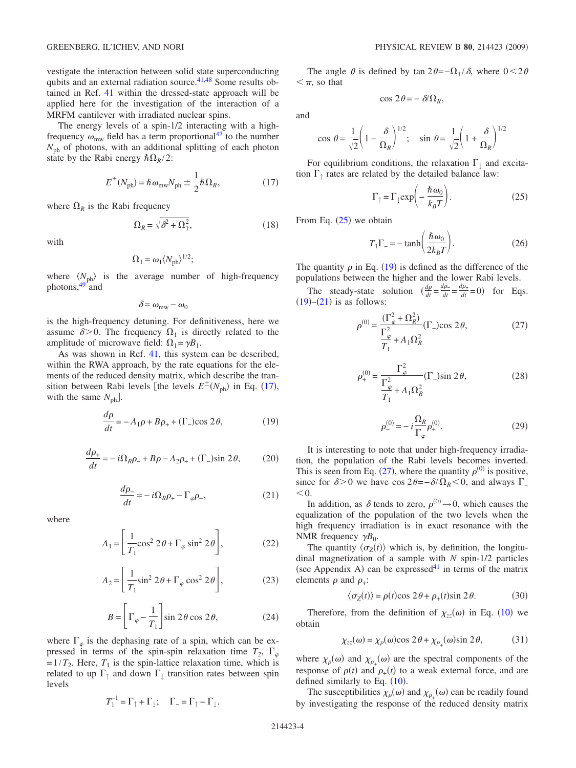vestigate the interaction between solid state superconducting qubits and an external radiation source.[41,48] Some results obtained in Ref. 41 within the dressed-state approach will be applied here for the investigation of the interaction of a MRFM cantilever with irradiated nuclear spins.

The energy levels of a spin-1/2 interacting with a high-frequency $\omega_{\rm mw}$ field has a term proportional[47] to the number $N_{\rm ph}$ of photons, with an additional splitting of each photon state by the Rabi energy $\hbar\Omega_R/2$:

$$E^{\pm}(N_{\rm ph}) = \hbar\omega_{\rm mw}N_{\rm ph} \pm \frac{1}{2}\hbar\Omega_R, \tag{17}$$

where $\Omega_R$ is the Rabi frequency

$$\Omega_R = \sqrt{\delta^2 + \Omega_1^2}, \tag{18}$$

with

$$\Omega_1 = \omega_1\langle N_{\rm ph}\rangle^{1/2};$$

where $\langle N_{\rm ph}\rangle$ is the average number of high-frequency photons,[49] and

$$\delta = \omega_{\rm mw} - \omega_0$$

is the high-frequency detuning. For definitiveness, here we assume $\delta > 0$. The frequency $\Omega_1$ is directly related to the amplitude of microwave field: $\Omega_1 = \gamma B_1$.

As was shown in Ref. 41, this system can be described, within the RWA approach, by the rate equations for the elements of the reduced density matrix, which describe the transition between Rabi levels [the levels $E^{\pm}(N_{\rm ph})$ in Eq. (17), with the same $N_{\rm ph}$].

$$\frac{d\rho}{dt} = -A_1\rho + B\rho_+ + (\Gamma_-)\cos 2\theta, \tag{19}$$

$$\frac{d\rho_+}{dt} = -i\Omega_R\rho_- + B\rho - A_2\rho_+ + (\Gamma_-)\sin 2\theta, \tag{20}$$

$$\frac{d\rho_-}{dt} = -i\Omega_R\rho_+ - \Gamma_\varphi\rho_-, \tag{21}$$

where

$$A_1 = \left[\frac{1}{T_1}\cos^2 2\theta + \Gamma_\varphi \sin^2 2\theta\right], \tag{22}$$

$$A_2 = \left[\frac{1}{T_1}\sin^2 2\theta + \Gamma_\varphi \cos^2 2\theta\right], \tag{23}$$

$$B = \left[\Gamma_\varphi - \frac{1}{T_1}\right]\sin 2\theta \cos 2\theta, \tag{24}$$

where $\Gamma_\varphi$ is the dephasing rate of a spin, which can be expressed in terms of the spin-spin relaxation time $T_2$, $\Gamma_\varphi = 1/T_2$. Here, $T_1$ is the spin-lattice relaxation time, which is related to up $\Gamma_\uparrow$ and down $\Gamma_\downarrow$ transition rates between spin levels

$$T_1^{-1} = \Gamma_\uparrow + \Gamma_\downarrow; \quad \Gamma_- = \Gamma_\uparrow - \Gamma_\downarrow.$$

The angle $\theta$ is defined by $\tan 2\theta = -\Omega_1/\delta$, where $0 < 2\theta < \pi$, so that

$$\cos 2\theta = -\delta/\Omega_R,$$

and

$$\cos\theta = \frac{1}{\sqrt{2}}\left(1 - \frac{\delta}{\Omega_R}\right)^{1/2}; \quad \sin\theta = \frac{1}{\sqrt{2}}\left(1 + \frac{\delta}{\Omega_R}\right)^{1/2}$$

For equilibrium conditions, the relaxation $\Gamma_\downarrow$ and excitation $\Gamma_\uparrow$ rates are related by the detailed balance law:

$$\Gamma_\uparrow = \Gamma_\downarrow \exp\left(-\frac{\hbar\omega_0}{k_BT}\right). \tag{25}$$

From Eq. (25) we obtain

$$T_1\Gamma_- = -\tanh\left(\frac{\hbar\omega_0}{2k_BT}\right). \tag{26}$$

The quantity $\rho$ in Eq. (19) is defined as the difference of the populations between the higher and the lower Rabi levels.

The steady-state solution $\left(\frac{d\rho}{dt} = \frac{d\rho_-}{dt} = \frac{d\rho_+}{dt} = 0\right)$ for Eqs. (19)–(21) is as follows:

$$\rho^{(0)} = \frac{(\Gamma_\varphi^2 + \Omega_R^2)}{\frac{\Gamma_\varphi^2}{T_1} + A_1\Omega_R^2}(\Gamma_-)\cos 2\theta, \tag{27}$$

$$\rho_+^{(0)} = \frac{\Gamma_\varphi^2}{\frac{\Gamma_\varphi^2}{T_1} + A_1\Omega_R^2}(\Gamma_-)\sin 2\theta, \tag{28}$$

$$\rho_-^{(0)} = -i\frac{\Omega_R}{\Gamma_\varphi}\rho_+^{(0)}. \tag{29}$$

It is interesting to note that under high-frequency irradiation, the population of the Rabi levels becomes inverted. This is seen from Eq. (27), where the quantity $\rho^{(0)}$ is positive, since for $\delta > 0$ we have $\cos 2\theta = -\delta/\Omega_R < 0$, and always $\Gamma_- < 0$.

In addition, as $\delta$ tends to zero, $\rho^{(0)} \to 0$, which causes the equalization of the population of the two levels when the high frequency irradiation is in exact resonance with the NMR frequency $\gamma B_0$.

The quantity $\langle\sigma_Z(t)\rangle$ which is, by definition, the longitudinal magnetization of a sample with $N$ spin-1/2 particles (see Appendix A) can be expressed[41] in terms of the matrix elements $\rho$ and $\rho_+$:

$$\langle\sigma_Z(t)\rangle = \rho(t)\cos 2\theta + \rho_+(t)\sin 2\theta. \tag{30}$$

Therefore, from the definition of $\chi_{zz}(\omega)$ in Eq. (10) we obtain

$$\chi_{zz}(\omega) = \chi_\rho(\omega)\cos 2\theta + \chi_{\rho_+}(\omega)\sin 2\theta, \tag{31}$$

where $\chi_\rho(\omega)$ and $\chi_{\rho_+}(\omega)$ are the spectral components of the response of $\rho(t)$ and $\rho_+(t)$ to a weak external force, and are defined similarly to Eq. (10).

The susceptibilities $\chi_\rho(\omega)$ and $\chi_{\rho_+}(\omega)$ can be readily found by investigating the response of the reduced density matrix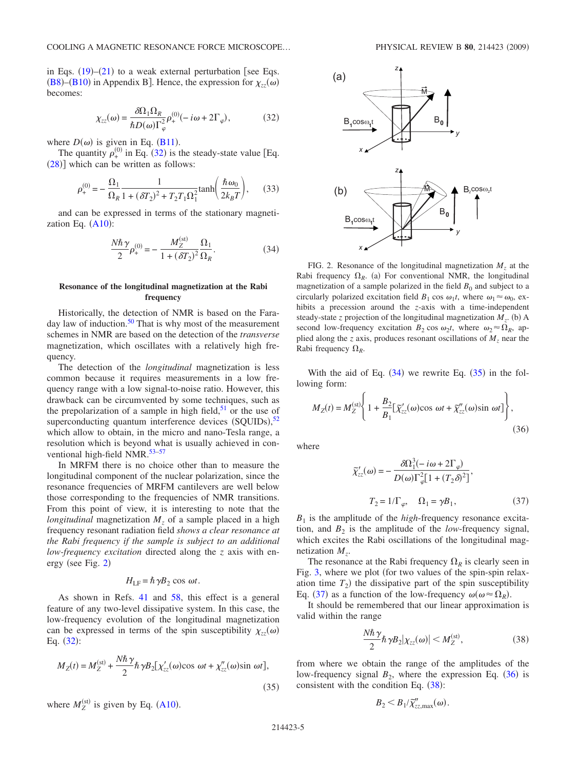in Eqs. (19)–(21) to a weak external perturbation [see Eqs. (B8)–(B10) in Appendix B]. Hence, the expression for $\chi_{zz}(\omega)$ becomes:

$$\chi_{zz}(\omega) = \frac{\delta\Omega_1\Omega_R}{\hbar D(\omega)\Gamma_\varphi^2}\rho_+^{(0)}(-i\omega + 2\Gamma_\varphi), \tag{32}$$

where $D(\omega)$ is given in Eq. (B11).

The quantity $\rho_+^{(0)}$ in Eq. (32) is the steady-state value [Eq. (28)] which can be written as follows:

$$\rho_+^{(0)} = -\frac{\Omega_1}{\Omega_R}\frac{1}{1+(\delta T_2)^2 + T_2T_1\Omega_1^2}\tanh\left(\frac{\hbar\omega_0}{2k_BT}\right), \tag{33}$$

and can be expressed in terms of the stationary magnetization Eq. (A10):

$$\frac{N\hbar\gamma}{2}\rho_+^{(0)} = -\frac{M_Z^{(\mathrm{st})}}{1+(\delta T_2)^2}\frac{\Omega_1}{\Omega_R}. \tag{34}$$

### Resonance of the longitudinal magnetization at the Rabi frequency

Historically, the detection of NMR is based on the Faraday law of induction.[50] That is why most of the measurement schemes in NMR are based on the detection of the *transverse* magnetization, which oscillates with a relatively high frequency.

The detection of the *longitudinal* magnetization is less common because it requires measurements in a low frequency range with a low signal-to-noise ratio. However, this drawback can be circumvented by some techniques, such as the prepolarization of a sample in high field,[51] or the use of superconducting quantum interference devices (SQUIDs),[52] which allow to obtain, in the micro and nano-Tesla range, a resolution which is beyond what is usually achieved in conventional high-field NMR.[53–57]

In MRFM there is no choice other than to measure the longitudinal component of the nuclear polarization, since the resonance frequencies of MRFM cantilevers are well below those corresponding to the frequencies of NMR transitions. From this point of view, it is interesting to note that the *longitudinal* magnetization $M_z$ of a sample placed in a high frequency resonant radiation field *shows a clear resonance at the Rabi frequency if the sample is subject to an additional low-frequency excitation* directed along the $z$ axis with energy (see Fig. 2)

$$H_{\mathrm{LF}} = \hbar\gamma B_2\cos\omega t.$$

As shown in Refs. 41 and 58, this effect is a general feature of any two-level dissipative system. In this case, the low-frequency evolution of the longitudinal magnetization can be expressed in terms of the spin susceptibility $\chi_{zz}(\omega)$ Eq. (32):

$$M_Z(t) = M_Z^{(\mathrm{st})} + \frac{N\hbar\gamma}{2}\hbar\gamma B_2[\chi'_{zz}(\omega)\cos\omega t + \chi''_{zz}(\omega)\sin\omega t], \tag{35}$$

where $M_Z^{(\mathrm{st})}$ is given by Eq. (A10).

FIG. 2. Resonance of the longitudinal magnetization $M_z$ at the Rabi frequency $\Omega_R$. (a) For conventional NMR, the longitudinal magnetization of a sample polarized in the field $B_0$ and subject to a circularly polarized excitation field $B_1\cos\omega_1 t$, where $\omega_1 \approx \omega_0$, exhibits a precession around the $z$-axis with a time-independent steady-state $z$ projection of the longitudinal magnetization $M_z$. (b) A second low-frequency excitation $B_2\cos\omega_2 t$, where $\omega_2 \approx \Omega_R$, applied along the $z$ axis, produces resonant oscillations of $M_z$ near the Rabi frequency $\Omega_R$.

With the aid of Eq. (34) we rewrite Eq. (35) in the following form:

$$M_Z(t) = M_Z^{(\mathrm{st})}\left\{1 + \frac{B_2}{B_1}[\tilde{\chi}'_{zz}(\omega)\cos\omega t + \tilde{\chi}''_{zz}(\omega)\sin\omega t]\right\}, \tag{36}$$

where

$$\tilde{\chi}'_{zz}(\omega) = -\frac{\delta\Omega_1^3(-i\omega + 2\Gamma_\varphi)}{D(\omega)\Gamma_\varphi^2[1+(T_2\delta)^2]},$$

$$T_2 = 1/\Gamma_\varphi, \quad \Omega_1 = \gamma B_1, \tag{37}$$

$B_1$ is the amplitude of the *high*-frequency resonance excitation, and $B_2$ is the amplitude of the *low*-frequency signal, which excites the Rabi oscillations of the longitudinal magnetization $M_z$.

The resonance at the Rabi frequency $\Omega_R$ is clearly seen in Fig. 3, where we plot (for two values of the spin-spin relaxation time $T_2$) the dissipative part of the spin susceptibility Eq. (37) as a function of the low-frequency $\omega(\omega \approx \Omega_R)$.

It should be remembered that our linear approximation is valid within the range

$$\frac{N\hbar\gamma}{2}\hbar\gamma B_2|\chi_{zz}(\omega)| < M_Z^{(\mathrm{st})}, \tag{38}$$

from where we obtain the range of the amplitudes of the low-frequency signal $B_2$, where the expression Eq. (36) is consistent with the condition Eq. (38):

$$B_2 < B_1/\tilde{\chi}''_{zz,\max}(\omega).$$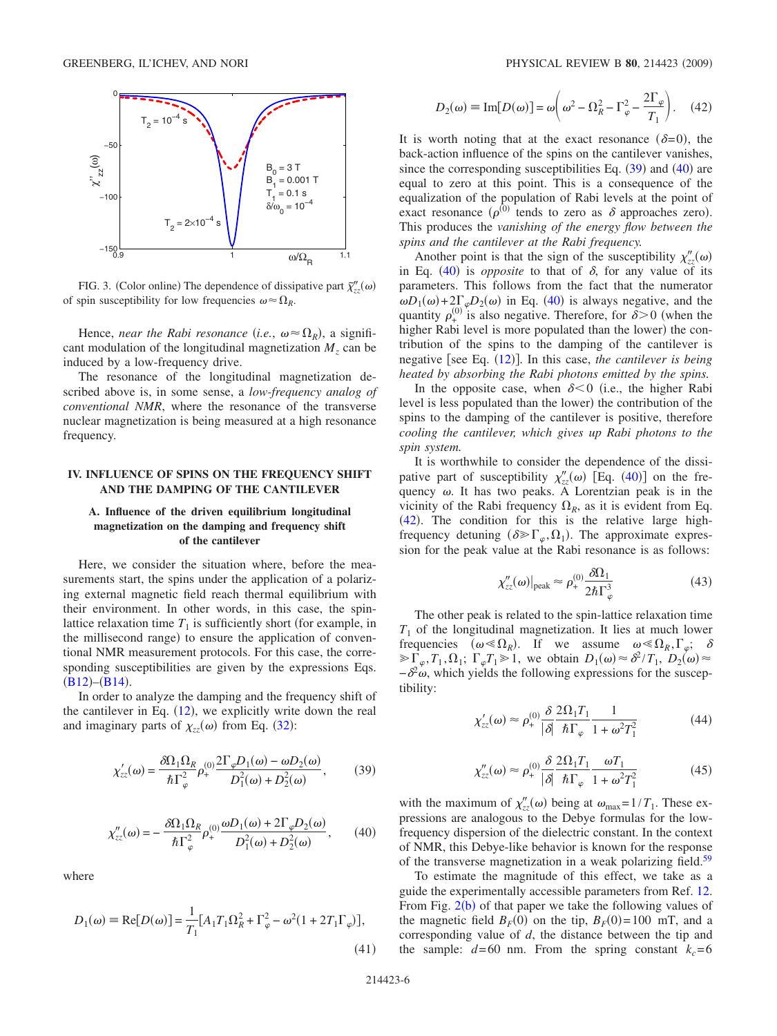FIG. 3. (Color online) The dependence of dissipative part $\chi''_{zz}(\omega)$ of spin susceptibility for low frequencies $\omega \approx \Omega_R$.

Hence, *near the Rabi resonance* (*i.e.*, $\omega \approx \Omega_R$), a significant modulation of the longitudinal magnetization $M_z$ can be induced by a low-frequency drive.

The resonance of the longitudinal magnetization described above is, in some sense, a *low-frequency analog of conventional NMR*, where the resonance of the transverse nuclear magnetization is being measured at a high resonance frequency.

## IV. INFLUENCE OF SPINS ON THE FREQUENCY SHIFT AND THE DAMPING OF THE CANTILEVER

### A. Influence of the driven equilibrium longitudinal magnetization on the damping and frequency shift of the cantilever

Here, we consider the situation where, before the measurements start, the spins under the application of a polarizing external magnetic field reach thermal equilibrium with their environment. In other words, in this case, the spin-lattice relaxation time $T_1$ is sufficiently short (for example, in the millisecond range) to ensure the application of conventional NMR measurement protocols. For this case, the corresponding susceptibilities are given by the expressions Eqs. (B12)–(B14).

In order to analyze the damping and the frequency shift of the cantilever in Eq. (12), we explicitly write down the real and imaginary parts of $\chi_{zz}(\omega)$ from Eq. (32):

$$\chi'_{zz}(\omega) = \frac{\delta\Omega_1\Omega_R}{\hbar\Gamma_\varphi^2}\rho_+^{(0)}\frac{2\Gamma_\varphi D_1(\omega) - \omega D_2(\omega)}{D_1^2(\omega) + D_2^2(\omega)}, \tag{39}$$

$$\chi''_{zz}(\omega) = -\frac{\delta\Omega_1\Omega_R}{\hbar\Gamma_\varphi^2}\rho_+^{(0)}\frac{\omega D_1(\omega) + 2\Gamma_\varphi D_2(\omega)}{D_1^2(\omega) + D_2^2(\omega)}, \tag{40}$$

where

$$D_1(\omega) \equiv \mathrm{Re}[D(\omega)] = \frac{1}{T_1}[A_1 T_1 \Omega_R^2 + \Gamma_\varphi^2 - \omega^2(1 + 2T_1\Gamma_\varphi)], \tag{41}$$

$$D_2(\omega) \equiv \mathrm{Im}[D(\omega)] = \omega\left(\omega^2 - \Omega_R^2 - \Gamma_\varphi^2 - \frac{2\Gamma_\varphi}{T_1}\right). \tag{42}$$

It is worth noting that at the exact resonance ($\delta = 0$), the back-action influence of the spins on the cantilever vanishes, since the corresponding susceptibilities Eq. (39) and (40) are equal to zero at this point. This is a consequence of the equalization of the population of Rabi levels at the point of exact resonance ($\rho^{(0)}$ tends to zero as $\delta$ approaches zero). This produces the *vanishing of the energy flow between the spins and the cantilever at the Rabi frequency.*

Another point is that the sign of the susceptibility $\chi''_{zz}(\omega)$ in Eq. (40) is *opposite* to that of $\delta$, for any value of its parameters. This follows from the fact that the numerator $\omega D_1(\omega) + 2\Gamma_\varphi D_2(\omega)$ in Eq. (40) is always negative, and the quantity $\rho_+^{(0)}$ is also negative. Therefore, for $\delta > 0$ (when the higher Rabi level is more populated than the lower) the contribution of the spins to the damping of the cantilever is negative [see Eq. (12)]. In this case, *the cantilever is being heated by absorbing the Rabi photons emitted by the spins.*

In the opposite case, when $\delta < 0$ (i.e., the higher Rabi level is less populated than the lower) the contribution of the spins to the damping of the cantilever is positive, therefore *cooling the cantilever, which gives up Rabi photons to the spin system.*

It is worthwhile to consider the dependence of the dissipative part of susceptibility $\chi''_{zz}(\omega)$ [Eq. (40)] on the frequency $\omega$. It has two peaks. A Lorentzian peak is in the vicinity of the Rabi frequency $\Omega_R$, as it is evident from Eq. (42). The condition for this is the relative large high-frequency detuning ($\delta \gg \Gamma_\varphi, \Omega_1$). The approximate expression for the peak value at the Rabi resonance is as follows:

$$\chi''_{zz}(\omega)\big|_{\text{peak}} \approx \rho_+^{(0)}\frac{\delta\Omega_1}{2\hbar\Gamma_\varphi^3} \tag{43}$$

The other peak is related to the spin-lattice relaxation time $T_1$ of the longitudinal magnetization. It lies at much lower frequencies ($\omega \ll \Omega_R$). If we assume $\omega \ll \Omega_R, \Gamma_\varphi$; $\delta \gg \Gamma_\varphi, T_1, \Omega_1$; $\Gamma_\varphi T_1 \gg 1$, we obtain $D_1(\omega) \approx \delta^2/T_1$, $D_2(\omega) \approx -\delta^2\omega$, which yields the following expressions for the susceptibility:

$$\chi'_{zz}(\omega) \approx \rho_+^{(0)}\frac{\delta}{|\delta|}\frac{2\Omega_1 T_1}{\hbar\Gamma_\varphi}\frac{1}{1 + \omega^2 T_1^2} \tag{44}$$

$$\chi''_{zz}(\omega) \approx \rho_+^{(0)}\frac{\delta}{|\delta|}\frac{2\Omega_1 T_1}{\hbar\Gamma_\varphi}\frac{\omega T_1}{1 + \omega^2 T_1^2} \tag{45}$$

with the maximum of $\chi''_{zz}(\omega)$ being at $\omega_{\max} = 1/T_1$. These expressions are analogous to the Debye formulas for the low-frequency dispersion of the dielectric constant. In the context of NMR, this Debye-like behavior is known for the response of the transverse magnetization in a weak polarizing field.[59]

To estimate the magnitude of this effect, we take as a guide the experimentally accessible parameters from Ref. 12. From Fig. 2(b) of that paper we take the following values of the magnetic field $B_F(0)$ on the tip, $B_F(0) = 100$ mT, and a corresponding value of $d$, the distance between the tip and the sample: $d = 60$ nm. From the spring constant $k_c = 6$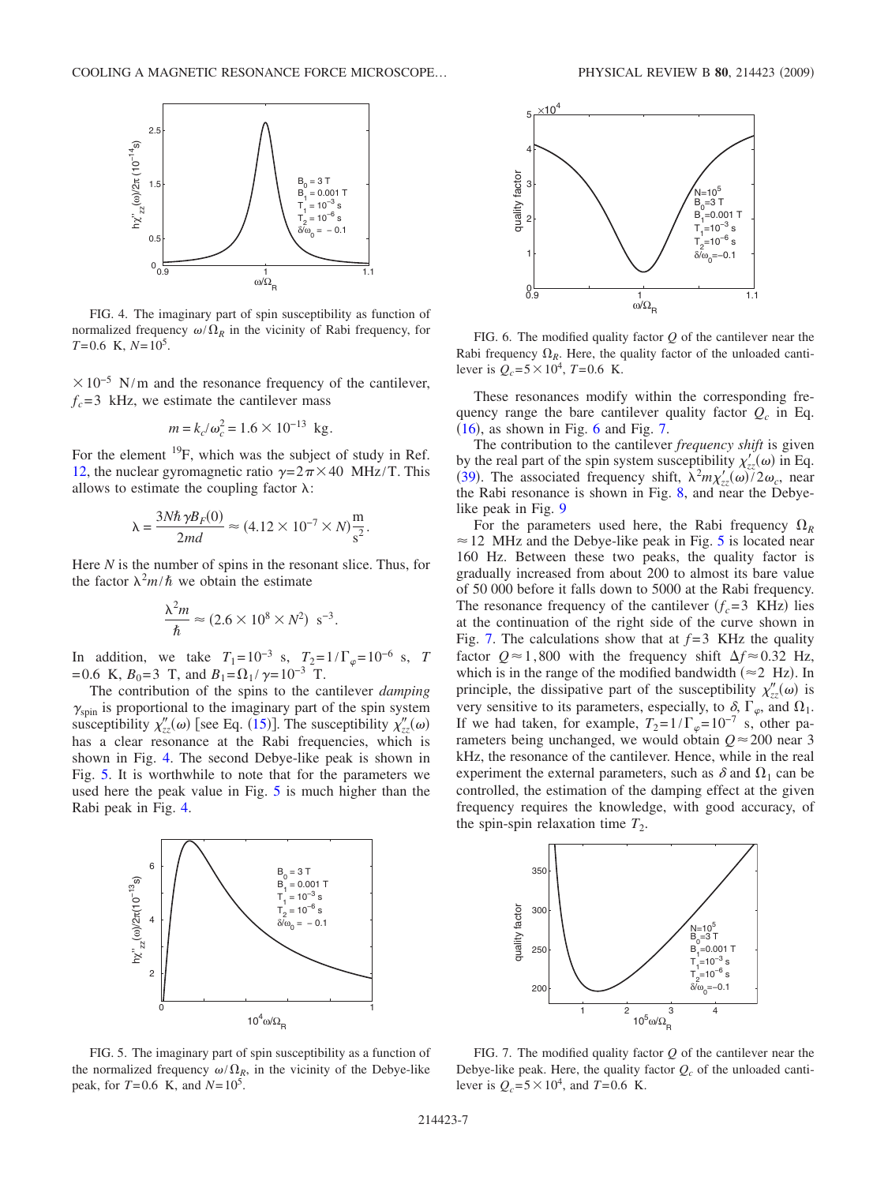FIG. 4. The imaginary part of spin susceptibility as function of normalized frequency $\omega/\Omega_R$ in the vicinity of Rabi frequency, for $T=0.6$ K, $N=10^5$.

$\times 10^{-5}$ N/m and the resonance frequency of the cantilever, $f_c=3$ kHz, we estimate the cantilever mass

$$m = k_c/\omega_c^2 = 1.6 \times 10^{-13} \text{ kg}.$$

For the element $^{19}$F, which was the subject of study in Ref. 12, the nuclear gyromagnetic ratio $\gamma = 2\pi \times 40$ MHz/T. This allows to estimate the coupling factor $\lambda$:

$$\lambda = \frac{3N\hbar\gamma B_F(0)}{2md} \approx (4.12 \times 10^{-7} \times N)\frac{\text{m}}{\text{s}^2}.$$

Here $N$ is the number of spins in the resonant slice. Thus, for the factor $\lambda^2 m/\hbar$ we obtain the estimate

$$\frac{\lambda^2 m}{\hbar} \approx (2.6 \times 10^8 \times N^2) \text{ s}^{-3}.$$

In addition, we take $T_1=10^{-3}$ s, $T_2=1/\Gamma_\varphi=10^{-6}$ s, $T=0.6$ K, $B_0=3$ T, and $B_1=\Omega_1/\gamma=10^{-3}$ T.

The contribution of the spins to the cantilever *damping* $\gamma_{\text{spin}}$ is proportional to the imaginary part of the spin system susceptibility $\chi''_{zz}(\omega)$ [see Eq. (15)]. The susceptibility $\chi''_{zz}(\omega)$ has a clear resonance at the Rabi frequencies, which is shown in Fig. 4. The second Debye-like peak is shown in Fig. 5. It is worthwhile to note that for the parameters we used here the peak value in Fig. 5 is much higher than the Rabi peak in Fig. 4.

FIG. 5. The imaginary part of spin susceptibility as a function of the normalized frequency $\omega/\Omega_R$, in the vicinity of the Debye-like peak, for $T=0.6$ K, and $N=10^5$.

FIG. 6. The modified quality factor $Q$ of the cantilever near the Rabi frequency $\Omega_R$. Here, the quality factor of the unloaded cantilever is $Q_c=5\times 10^4$, $T=0.6$ K.

These resonances modify within the corresponding frequency range the bare cantilever quality factor $Q_c$ in Eq. (16), as shown in Fig. 6 and Fig. 7.

The contribution to the cantilever *frequency shift* is given by the real part of the spin system susceptibility $\chi'_{zz}(\omega)$ in Eq. (39). The associated frequency shift, $\lambda^2 m\chi'_{zz}(\omega)/2\omega_c$, near the Rabi resonance is shown in Fig. 8, and near the Debye-like peak in Fig. 9

For the parameters used here, the Rabi frequency $\Omega_R \approx 12$ MHz and the Debye-like peak in Fig. 5 is located near 160 Hz. Between these two peaks, the quality factor is gradually increased from about 200 to almost its bare value of 50 000 before it falls down to 5000 at the Rabi frequency. The resonance frequency of the cantilever ($f_c=3$ KHz) lies at the continuation of the right side of the curve shown in Fig. 7. The calculations show that at $f=3$ KHz the quality factor $Q\approx 1,800$ with the frequency shift $\Delta f\approx 0.32$ Hz, which is in the range of the modified bandwidth ($\approx 2$ Hz). In principle, the dissipative part of the susceptibility $\chi''_{zz}(\omega)$ is very sensitive to its parameters, especially, to $\delta$, $\Gamma_\varphi$, and $\Omega_1$. If we had taken, for example, $T_2=1/\Gamma_\varphi=10^{-7}$ s, other parameters being unchanged, we would obtain $Q\approx 200$ near 3 kHz, the resonance of the cantilever. Hence, while in the real experiment the external parameters, such as $\delta$ and $\Omega_1$ can be controlled, the estimation of the damping effect at the given frequency requires the knowledge, with good accuracy, of the spin-spin relaxation time $T_2$.

FIG. 7. The modified quality factor $Q$ of the cantilever near the Debye-like peak. Here, the quality factor $Q_c$ of the unloaded cantilever is $Q_c=5\times 10^4$, and $T=0.6$ K.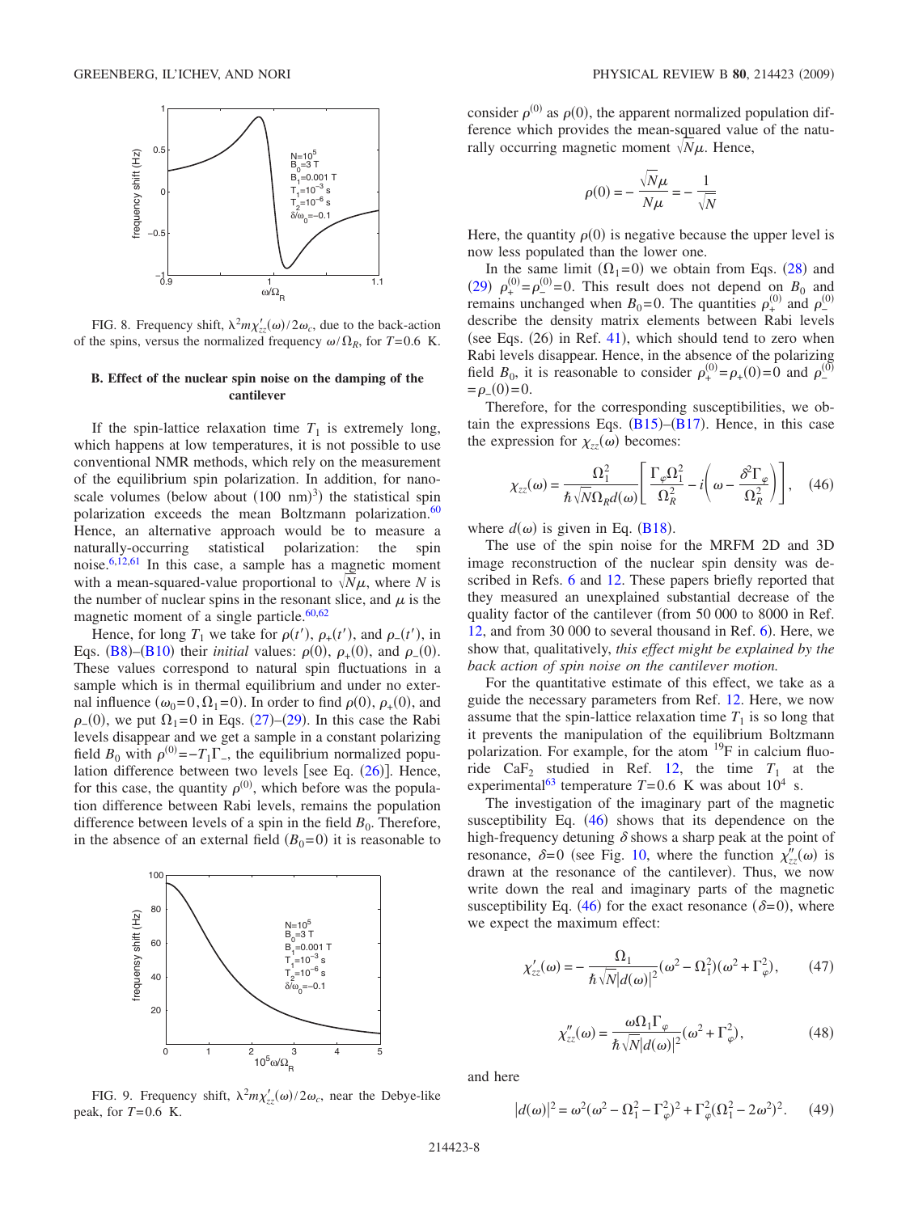FIG. 8. Frequency shift, $\lambda^2 m\chi'_{zz}(\omega)/2\omega_c$, due to the back-action of the spins, versus the normalized frequency $\omega/\Omega_R$, for $T=0.6$ K.

### B. Effect of the nuclear spin noise on the damping of the cantilever

If the spin-lattice relaxation time $T_1$ is extremely long, which happens at low temperatures, it is not possible to use conventional NMR methods, which rely on the measurement of the equilibrium spin polarization. In addition, for nanoscale volumes (below about $(100\text{ nm})^3$) the statistical spin polarization exceeds the mean Boltzmann polarization.[60] Hence, an alternative approach would be to measure a naturally-occurring statistical polarization: the spin noise.[6,12,61] In this case, a sample has a magnetic moment with a mean-squared-value proportional to $\sqrt{N}\mu$, where $N$ is the number of nuclear spins in the resonant slice, and $\mu$ is the magnetic moment of a single particle.[60,62]

Hence, for long $T_1$ we take for $\rho(t')$, $\rho_+(t')$, and $\rho_-(t')$, in Eqs. (B8)–(B10) their *initial* values: $\rho(0)$, $\rho_+(0)$, and $\rho_-(0)$. These values correspond to natural spin fluctuations in a sample which is in thermal equilibrium and under no external influence ($\omega_0=0, \Omega_1=0$). In order to find $\rho(0)$, $\rho_+(0)$, and $\rho_-(0)$, we put $\Omega_1=0$ in Eqs. (27)–(29). In this case the Rabi levels disappear and we get a sample in a constant polarizing field $B_0$ with $\rho^{(0)}=-T_1\Gamma_-$, the equilibrium normalized population difference between two levels [see Eq. (26)]. Hence, for this case, the quantity $\rho^{(0)}$, which before was the population difference between Rabi levels, remains the population difference between levels of a spin in the field $B_0$. Therefore, in the absence of an external field ($B_0=0$) it is reasonable to consider $\rho^{(0)}$ as $\rho(0)$, the apparent normalized population difference which provides the mean-squared value of the naturally occurring magnetic moment $\sqrt{N}\mu$. Hence,

$$\rho(0) = -\frac{\sqrt{N}\mu}{N\mu} = -\frac{1}{\sqrt{N}}$$

Here, the quantity $\rho(0)$ is negative because the upper level is now less populated than the lower one.

In the same limit ($\Omega_1=0$) we obtain from Eqs. (28) and (29) $\rho_+^{(0)}=\rho_-^{(0)}=0$. This result does not depend on $B_0$ and remains unchanged when $B_0=0$. The quantities $\rho_+^{(0)}$ and $\rho_-^{(0)}$ describe the density matrix elements between Rabi levels (see Eqs. (26) in Ref. 41), which should tend to zero when Rabi levels disappear. Hence, in the absence of the polarizing field $B_0$, it is reasonable to consider $\rho_+^{(0)}=\rho_+(0)=0$ and $\rho_-^{(0)}=\rho_-(0)=0$.

Therefore, for the corresponding susceptibilities, we obtain the expressions Eqs. (B15)–(B17). Hence, in this case the expression for $\chi_{zz}(\omega)$ becomes:

$$\chi_{zz}(\omega) = \frac{\Omega_1^2}{\hbar\sqrt{N}\Omega_R d(\omega)}\left[\frac{\Gamma_\varphi\Omega_1^2}{\Omega_R^2} - i\left(\omega - \frac{\delta^2\Gamma_\varphi}{\Omega_R^2}\right)\right], \quad (46)$$

where $d(\omega)$ is given in Eq. (B18).

The use of the spin noise for the MRFM 2D and 3D image reconstruction of the nuclear spin density was described in Refs. 6 and 12. These papers briefly reported that they measured an unexplained substantial decrease of the quality factor of the cantilever (from 50 000 to 8000 in Ref. 12, and from 30 000 to several thousand in Ref. 6). Here, we show that, qualitatively, *this effect might be explained by the back action of spin noise on the cantilever motion.*

For the quantitative estimate of this effect, we take as a guide the necessary parameters from Ref. 12. Here, we now assume that the spin-lattice relaxation time $T_1$ is so long that it prevents the manipulation of the equilibrium Boltzmann polarization. For example, for the atom $^{19}$F in calcium fluoride $CaF_2$ studied in Ref. 12, the time $T_1$ at the experimental[63] temperature $T=0.6$ K was about $10^4$ s.

The investigation of the imaginary part of the magnetic susceptibility Eq. (46) shows that its dependence on the high-frequency detuning $\delta$ shows a sharp peak at the point of resonance, $\delta=0$ (see Fig. 10, where the function $\chi''_{zz}(\omega)$ is drawn at the resonance of the cantilever). Thus, we now write down the real and imaginary parts of the magnetic susceptibility Eq. (46) for the exact resonance ($\delta=0$), where we expect the maximum effect:

$$\chi'_{zz}(\omega) = -\frac{\Omega_1}{\hbar\sqrt{N}|d(\omega)|^2}(\omega^2 - \Omega_1^2)(\omega^2 + \Gamma_\varphi^2), \quad (47)$$

$$\chi''_{zz}(\omega) = \frac{\omega\Omega_1\Gamma_\varphi}{\hbar\sqrt{N}|d(\omega)|^2}(\omega^2 + \Gamma_\varphi^2), \quad (48)$$

and here

$$|d(\omega)|^2 = \omega^2(\omega^2 - \Omega_1^2 - \Gamma_\varphi^2)^2 + \Gamma_\varphi^2(\Omega_1^2 - 2\omega^2)^2. \quad (49)$$

FIG. 9. Frequency shift, $\lambda^2 m\chi'_{zz}(\omega)/2\omega_c$, near the Debye-like peak, for $T=0.6$ K.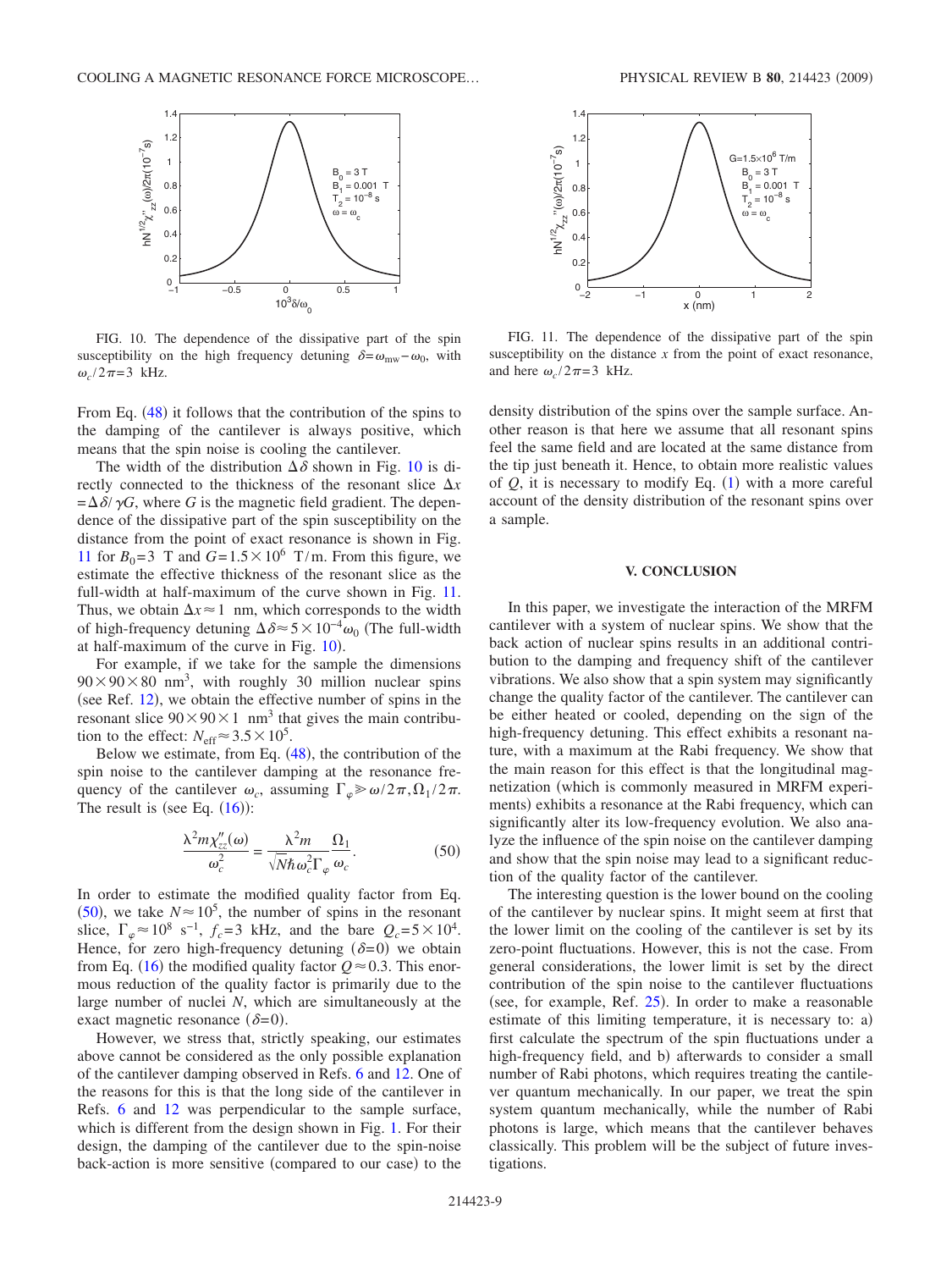FIG. 10. The dependence of the dissipative part of the spin susceptibility on the high frequency detuning $\delta = \omega_{mw} - \omega_0$, with $\omega_c/2\pi = 3$ kHz.

FIG. 11. The dependence of the dissipative part of the spin susceptibility on the distance $x$ from the point of exact resonance, and here $\omega_c/2\pi = 3$ kHz.

From Eq. (48) it follows that the contribution of the spins to the damping of the cantilever is always positive, which means that the spin noise is cooling the cantilever.

The width of the distribution $\Delta\delta$ shown in Fig. 10 is directly connected to the thickness of the resonant slice $\Delta x = \Delta\delta/\gamma G$, where $G$ is the magnetic field gradient. The dependence of the dissipative part of the spin susceptibility on the distance from the point of exact resonance is shown in Fig. 11 for $B_0 = 3$ T and $G = 1.5 \times 10^6$ T/m. From this figure, we estimate the effective thickness of the resonant slice as the full-width at half-maximum of the curve shown in Fig. 11. Thus, we obtain $\Delta x \approx 1$ nm, which corresponds to the width of high-frequency detuning $\Delta\delta \approx 5 \times 10^{-4}\omega_0$ (The full-width at half-maximum of the curve in Fig. 10).

For example, if we take for the sample the dimensions $90 \times 90 \times 80$ nm$^3$, with roughly 30 million nuclear spins (see Ref. 12), we obtain the effective number of spins in the resonant slice $90 \times 90 \times 1$ nm$^3$ that gives the main contribution to the effect: $N_{\text{eff}} \approx 3.5 \times 10^5$.

Below we estimate, from Eq. (48), the contribution of the spin noise to the cantilever damping at the resonance frequency of the cantilever $\omega_c$, assuming $\Gamma_\varphi \gg \omega/2\pi, \Omega_1/2\pi$. The result is (see Eq. (16)):

$$\frac{\lambda^2 m \chi''_{zz}(\omega)}{\omega_c^2} = \frac{\lambda^2 m}{\sqrt{N}\hbar\omega_c^2\Gamma_\varphi}\frac{\Omega_1}{\omega_c}. \tag{50}$$

In order to estimate the modified quality factor from Eq. (50), we take $N \approx 10^5$, the number of spins in the resonant slice, $\Gamma_\varphi \approx 10^8$ s$^{-1}$, $f_c = 3$ kHz, and the bare $Q_c = 5 \times 10^4$. Hence, for zero high-frequency detuning ($\delta = 0$) we obtain from Eq. (16) the modified quality factor $Q \approx 0.3$. This enormous reduction of the quality factor is primarily due to the large number of nuclei $N$, which are simultaneously at the exact magnetic resonance ($\delta = 0$).

However, we stress that, strictly speaking, our estimates above cannot be considered as the only possible explanation of the cantilever damping observed in Refs. 6 and 12. One of the reasons for this is that the long side of the cantilever in Refs. 6 and 12 was perpendicular to the sample surface, which is different from the design shown in Fig. 1. For their design, the damping of the cantilever due to the spin-noise back-action is more sensitive (compared to our case) to the density distribution of the spins over the sample surface. Another reason is that here we assume that all resonant spins feel the same field and are located at the same distance from the tip just beneath it. Hence, to obtain more realistic values of $Q$, it is necessary to modify Eq. (1) with a more careful account of the density distribution of the resonant spins over a sample.

## V. CONCLUSION

In this paper, we investigate the interaction of the MRFM cantilever with a system of nuclear spins. We show that the back action of nuclear spins results in an additional contribution to the damping and frequency shift of the cantilever vibrations. We also show that a spin system may significantly change the quality factor of the cantilever. The cantilever can be either heated or cooled, depending on the sign of the high-frequency detuning. This effect exhibits a resonant nature, with a maximum at the Rabi frequency. We show that the main reason for this effect is that the longitudinal magnetization (which is commonly measured in MRFM experiments) exhibits a resonance at the Rabi frequency, which can significantly alter its low-frequency evolution. We also analyze the influence of the spin noise on the cantilever damping and show that the spin noise may lead to a significant reduction of the quality factor of the cantilever.

The interesting question is the lower bound on the cooling of the cantilever by nuclear spins. It might seem at first that the lower limit on the cooling of the cantilever is set by its zero-point fluctuations. However, this is not the case. From general considerations, the lower limit is set by the direct contribution of the spin noise to the cantilever fluctuations (see, for example, Ref. 25). In order to make a reasonable estimate of this limiting temperature, it is necessary to: a) first calculate the spectrum of the spin fluctuations under a high-frequency field, and b) afterwards to consider a small number of Rabi photons, which requires treating the cantilever quantum mechanically. In our paper, we treat the spin system quantum mechanically, while the number of Rabi photons is large, which means that the cantilever behaves classically. This problem will be the subject of future investigations.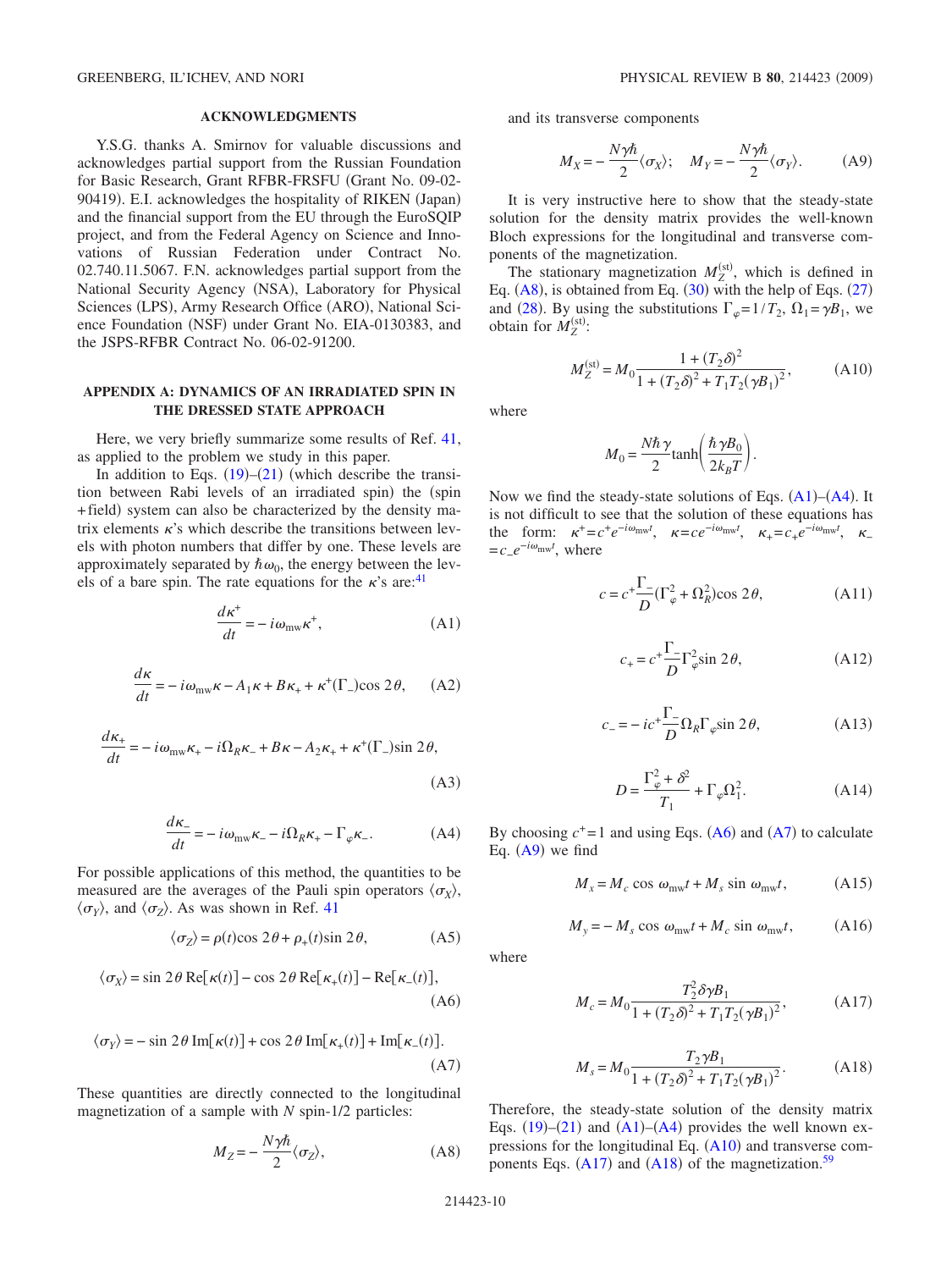## ACKNOWLEDGMENTS

Y.S.G. thanks A. Smirnov for valuable discussions and acknowledges partial support from the Russian Foundation for Basic Research, Grant RFBR-FRSFU (Grant No. 09-02-90419). E.I. acknowledges the hospitality of RIKEN (Japan) and the financial support from the EU through the EuroSQIP project, and from the Federal Agency on Science and Innovations of Russian Federation under Contract No. 02.740.11.5067. F.N. acknowledges partial support from the National Security Agency (NSA), Laboratory for Physical Sciences (LPS), Army Research Office (ARO), National Science Foundation (NSF) under Grant No. EIA-0130383, and the JSPS-RFBR Contract No. 06-02-91200.

## APPENDIX A: DYNAMICS OF AN IRRADIATED SPIN IN THE DRESSED STATE APPROACH

Here, we very briefly summarize some results of Ref. 41, as applied to the problem we study in this paper.

In addition to Eqs. (19)–(21) (which describe the transition between Rabi levels of an irradiated spin) the (spin +field) system can also be characterized by the density matrix elements $\kappa$'s which describe the transitions between levels with photon numbers that differ by one. These levels are approximately separated by $\hbar\omega_0$, the energy between the levels of a bare spin. The rate equations for the $\kappa$'s are:[41]

$$\frac{d\kappa^+}{dt} = -i\omega_{\mathrm{mw}}\kappa^+, \tag{A1}$$

$$\frac{d\kappa}{dt} = -i\omega_{\mathrm{mw}}\kappa - A_1\kappa + B\kappa_+ + \kappa^+(\Gamma_-)\cos 2\theta, \tag{A2}$$

$$\frac{d\kappa_+}{dt} = -i\omega_{\mathrm{mw}}\kappa_+ - i\Omega_R\kappa_- + B\kappa - A_2\kappa_+ + \kappa^+(\Gamma_-)\sin 2\theta, \tag{A3}$$

$$\frac{d\kappa_-}{dt} = -i\omega_{\mathrm{mw}}\kappa_- - i\Omega_R\kappa_+ - \Gamma_\varphi\kappa_-. \tag{A4}$$

For possible applications of this method, the quantities to be measured are the averages of the Pauli spin operators $\langle\sigma_X\rangle$, $\langle\sigma_Y\rangle$, and $\langle\sigma_Z\rangle$. As was shown in Ref. 41

$$\langle\sigma_Z\rangle = \rho(t)\cos 2\theta + \rho_+(t)\sin 2\theta, \tag{A5}$$

$$\langle\sigma_X\rangle = \sin 2\theta\,\mathrm{Re}[\kappa(t)] - \cos 2\theta\,\mathrm{Re}[\kappa_+(t)] - \mathrm{Re}[\kappa_-(t)], \tag{A6}$$

$$\langle\sigma_Y\rangle = -\sin 2\theta\,\mathrm{Im}[\kappa(t)] + \cos 2\theta\,\mathrm{Im}[\kappa_+(t)] + \mathrm{Im}[\kappa_-(t)]. \tag{A7}$$

These quantities are directly connected to the longitudinal magnetization of a sample with $N$ spin-1/2 particles:

$$M_Z = -\frac{N\gamma\hbar}{2}\langle\sigma_Z\rangle, \tag{A8}$$

and its transverse components

$$M_X = -\frac{N\gamma\hbar}{2}\langle\sigma_X\rangle; \quad M_Y = -\frac{N\gamma\hbar}{2}\langle\sigma_Y\rangle. \tag{A9}$$

It is very instructive here to show that the steady-state solution for the density matrix provides the well-known Bloch expressions for the longitudinal and transverse components of the magnetization.

The stationary magnetization $M_Z^{(\mathrm{st})}$, which is defined in Eq. (A8), is obtained from Eq. (30) with the help of Eqs. (27) and (28). By using the substitutions $\Gamma_\varphi = 1/T_2$, $\Omega_1 = \gamma B_1$, we obtain for $M_Z^{(\mathrm{st})}$:

$$M_Z^{(\mathrm{st})} = M_0\frac{1+(T_2\delta)^2}{1+(T_2\delta)^2 + T_1T_2(\gamma B_1)^2}, \tag{A10}$$

where

$$M_0 = \frac{N\hbar\gamma}{2}\tanh\left(\frac{\hbar\gamma B_0}{2k_BT}\right).$$

Now we find the steady-state solutions of Eqs. (A1)–(A4). It is not difficult to see that the solution of these equations has the form: $\kappa^+ = c^+e^{-i\omega_{\mathrm{mw}}t}$, $\kappa = ce^{-i\omega_{\mathrm{mw}}t}$, $\kappa_+ = c_+e^{-i\omega_{\mathrm{mw}}t}$, $\kappa_- = c_-e^{-i\omega_{\mathrm{mw}}t}$, where

$$c = c^+\frac{\Gamma_-}{D}(\Gamma_\varphi^2 + \Omega_R^2)\cos 2\theta, \tag{A11}$$

$$c_+ = c^+\frac{\Gamma_-}{D}\Gamma_\varphi^2\sin 2\theta, \tag{A12}$$

$$c_- = -ic^+\frac{\Gamma_-}{D}\Omega_R\Gamma_\varphi\sin 2\theta, \tag{A13}$$

$$D = \frac{\Gamma_\varphi^2 + \delta^2}{T_1} + \Gamma_\varphi\Omega_1^2. \tag{A14}$$

By choosing $c^+ = 1$ and using Eqs. (A6) and (A7) to calculate Eq. (A9) we find

$$M_x = M_c\cos\omega_{\mathrm{mw}}t + M_s\sin\omega_{\mathrm{mw}}t, \tag{A15}$$

$$M_y = -M_s\cos\omega_{\mathrm{mw}}t + M_c\sin\omega_{\mathrm{mw}}t, \tag{A16}$$

where

$$M_c = M_0\frac{T_2^2\delta\gamma B_1}{1+(T_2\delta)^2 + T_1T_2(\gamma B_1)^2}, \tag{A17}$$

$$M_s = M_0\frac{T_2\gamma B_1}{1+(T_2\delta)^2 + T_1T_2(\gamma B_1)^2}. \tag{A18}$$

Therefore, the steady-state solution of the density matrix Eqs. (19)–(21) and (A1)–(A4) provides the well known expressions for the longitudinal Eq. (A10) and transverse components Eqs. (A17) and (A18) of the magnetization.[59]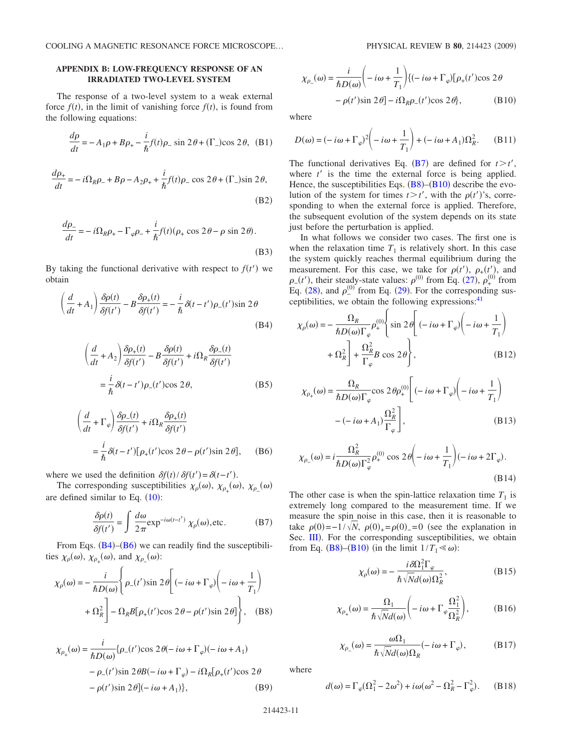## APPENDIX B: LOW-FREQUENCY RESPONSE OF AN IRRADIATED TWO-LEVEL SYSTEM

The response of a two-level system to a weak external force $f(t)$, in the limit of vanishing force $f(t)$, is found from the following equations:

$$\frac{d\rho}{dt} = -A_1\rho + B\rho_+ - \frac{i}{\hbar}f(t)\rho_- \sin 2\theta + (\Gamma_-)\cos 2\theta, \quad \text{(B1)}$$

$$\frac{d\rho_+}{dt} = -i\Omega_R\rho_- + B\rho - A_2\rho_+ + \frac{i}{\hbar}f(t)\rho_- \cos 2\theta + (\Gamma_-)\sin 2\theta, \quad \text{(B2)}$$

$$\frac{d\rho_-}{dt} = -i\Omega_R\rho_+ - \Gamma_\varphi\rho_- + \frac{i}{\hbar}f(t)(\rho_+ \cos 2\theta - \rho \sin 2\theta). \quad \text{(B3)}$$

By taking the functional derivative with respect to $f(t')$ we obtain

$$\left(\frac{d}{dt} + A_1\right)\frac{\delta\rho(t)}{\delta f(t')} - B\frac{\delta\rho_+(t)}{\delta f(t')} = -\frac{i}{\hbar}\delta(t-t')\rho_-(t')\sin 2\theta \quad \text{(B4)}$$

$$\left(\frac{d}{dt} + A_2\right)\frac{\delta\rho_+(t)}{\delta f(t')} - B\frac{\delta\rho(t)}{\delta f(t')} + i\Omega_R\frac{\delta\rho_-(t)}{\delta f(t')} = \frac{i}{\hbar}\delta(t-t')\rho_-(t')\cos 2\theta, \quad \text{(B5)}$$

$$\left(\frac{d}{dt} + \Gamma_\varphi\right)\frac{\delta\rho_-(t)}{\delta f(t')} + i\Omega_R\frac{\delta\rho_+(t)}{\delta f(t')} = \frac{i}{\hbar}\delta(t-t')[\rho_+(t')\cos 2\theta - \rho(t')\sin 2\theta], \quad \text{(B6)}$$

where we used the definition $\delta f(t)/\delta f(t') = \delta(t-t')$.

The corresponding susceptibilities $\chi_\rho(\omega)$, $\chi_{\rho_+}(\omega)$, $\chi_{\rho_-}(\omega)$ are defined similar to Eq. (10):

$$\frac{\delta\rho(t)}{\delta f(t')} = \int \frac{d\omega}{2\pi}\exp^{-i\omega(t-t')}\chi_\rho(\omega), \text{etc.} \quad \text{(B7)}$$

From Eqs. (B4)–(B6) we can readily find the susceptibilities $\chi_\rho(\omega)$, $\chi_{\rho_+}(\omega)$, and $\chi_{\rho_-}(\omega)$:

$$\chi_\rho(\omega) = -\frac{i}{\hbar D(\omega)}\left\{\rho_-(t')\sin 2\theta\left[(-i\omega + \Gamma_\varphi)\left(-i\omega + \frac{1}{T_1}\right) + \Omega_R^2\right] - \Omega_R B[\rho_+(t')\cos 2\theta - \rho(t')\sin 2\theta]\right\}, \quad \text{(B8)}$$

$$\chi_{\rho_+}(\omega) = \frac{i}{\hbar D(\omega)}\{\rho_-(t')\cos 2\theta(-i\omega + \Gamma_\varphi)(-i\omega + A_1) - \rho_-(t')\sin 2\theta B(-i\omega + \Gamma_\varphi) - i\Omega_R[\rho_+(t')\cos 2\theta - \rho(t')\sin 2\theta](-i\omega + A_1)\}, \quad \text{(B9)}$$

$$\chi_{\rho_-}(\omega) = \frac{i}{\hbar D(\omega)}\left(-i\omega + \frac{1}{T_1}\right)\{(-i\omega + \Gamma_\varphi)[\rho_+(t')\cos 2\theta - \rho(t')\sin 2\theta] - i\Omega_R\rho_-(t')\cos 2\theta\}, \quad \text{(B10)}$$

where

$$D(\omega) = (-i\omega + \Gamma_\varphi)^2\left(-i\omega + \frac{1}{T_1}\right) + (-i\omega + A_1)\Omega_R^2. \quad \text{(B11)}$$

The functional derivatives Eq. (B7) are defined for $t > t'$, where $t'$ is the time the external force is being applied. Hence, the susceptibilities Eqs. (B8)–(B10) describe the evolution of the system for times $t > t'$, with the $\rho(t')$'s, corresponding to when the external force is applied. Therefore, the subsequent evolution of the system depends on its state just before the perturbation is applied.

In what follows we consider two cases. The first one is when the relaxation time $T_1$ is relatively short. In this case the system quickly reaches thermal equilibrium during the measurement. For this case, we take for $\rho(t')$, $\rho_+(t')$, and $\rho_-(t')$, their steady-state values: $\rho^{(0)}$ from Eq. (27), $\rho_+^{(0)}$ from Eq. (28), and $\rho_-^{(0)}$ from Eq. (29). For the corresponding susceptibilities, we obtain the following expressions:[41]

$$\chi_\rho(\omega) = -\frac{\Omega_R}{\hbar D(\omega)\Gamma_\varphi}\rho_+^{(0)}\left\{\sin 2\theta\left[(-i\omega + \Gamma_\varphi)\left(-i\omega + \frac{1}{T_1}\right) + \Omega_R^2\right] + \frac{\Omega_R^2}{\Gamma_\varphi}B\cos 2\theta\right\}, \quad \text{(B12)}$$

$$\chi_{\rho_+}(\omega) = \frac{\Omega_R}{\hbar D(\omega)\Gamma_\varphi}\cos 2\theta\rho_+^{(0)}\left[(-i\omega + \Gamma_\varphi)\left(-i\omega + \frac{1}{T_1}\right) - (-i\omega + A_1)\frac{\Omega_R^2}{\Gamma_\varphi}\right], \quad \text{(B13)}$$

$$\chi_{\rho_-}(\omega) = i\frac{\Omega_R^2}{\hbar D(\omega)\Gamma_\varphi^2}\rho_+^{(0)}\cos 2\theta\left(-i\omega + \frac{1}{T_1}\right)(-i\omega + 2\Gamma_\varphi). \quad \text{(B14)}$$

The other case is when the spin-lattice relaxation time $T_1$ is extremely long compared to the measurement time. If we measure the spin noise in this case, then it is reasonable to take $\rho(0) = -1/\sqrt{N}$, $\rho(0)_+ = \rho(0)_- = 0$ (see the explanation in Sec. III). For the corresponding susceptibilities, we obtain from Eq. (B8)–(B10) (in the limit $1/T_1 \ll \omega$):

$$\chi_\rho(\omega) = -\frac{i\delta\Omega_1^2\Gamma_\varphi}{\hbar\sqrt{N}d(\omega)\Omega_R^2}, \quad \text{(B15)}$$

$$\chi_{\rho_+}(\omega) = \frac{\Omega_1}{\hbar\sqrt{N}d(\omega)}\left(-i\omega + \Gamma_\varphi\frac{\Omega_1^2}{\Omega_R^2}\right), \quad \text{(B16)}$$

$$\chi_{\rho_-}(\omega) = \frac{\omega\Omega_1}{\hbar\sqrt{N}d(\omega)\Omega_R}(-i\omega + \Gamma_\varphi), \quad \text{(B17)}$$

where

$$d(\omega) = \Gamma_\varphi(\Omega_1^2 - 2\omega^2) + i\omega(\omega^2 - \Omega_R^2 - \Gamma_\varphi^2). \quad \text{(B18)}$$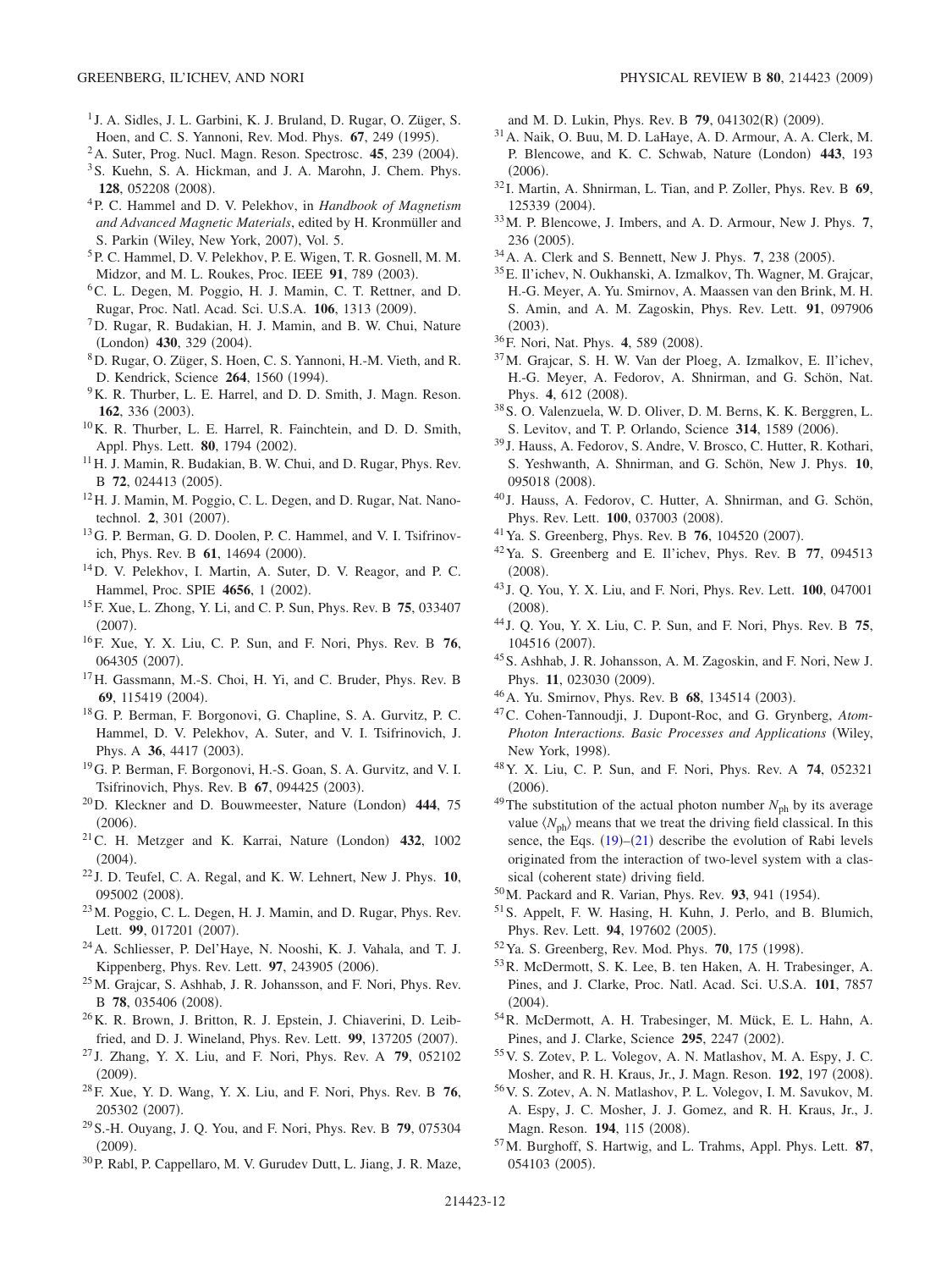[1] J. A. Sidles, J. L. Garbini, K. J. Bruland, D. Rugar, O. Züger, S. Hoen, and C. S. Yannoni, Rev. Mod. Phys. **67**, 249 (1995).

[2] A. Suter, Prog. Nucl. Magn. Reson. Spectrosc. **45**, 239 (2004).

[3] S. Kuehn, S. A. Hickman, and J. A. Marohn, J. Chem. Phys. **128**, 052208 (2008).

[4] P. C. Hammel and D. V. Pelekhov, in *Handbook of Magnetism and Advanced Magnetic Materials*, edited by H. Kronmüller and S. Parkin (Wiley, New York, 2007), Vol. 5.

[5] P. C. Hammel, D. V. Pelekhov, P. E. Wigen, T. R. Gosnell, M. M. Midzor, and M. L. Roukes, Proc. IEEE **91**, 789 (2003).

[6] C. L. Degen, M. Poggio, H. J. Mamin, C. T. Rettner, and D. Rugar, Proc. Natl. Acad. Sci. U.S.A. **106**, 1313 (2009).

[7] D. Rugar, R. Budakian, H. J. Mamin, and B. W. Chui, Nature (London) **430**, 329 (2004).

[8] D. Rugar, O. Züger, S. Hoen, C. S. Yannoni, H.-M. Vieth, and R. D. Kendrick, Science **264**, 1560 (1994).

[9] K. R. Thurber, L. E. Harrel, and D. D. Smith, J. Magn. Reson. **162**, 336 (2003).

[10] K. R. Thurber, L. E. Harrel, R. Fainchtein, and D. D. Smith, Appl. Phys. Lett. **80**, 1794 (2002).

[11] H. J. Mamin, R. Budakian, B. W. Chui, and D. Rugar, Phys. Rev. B **72**, 024413 (2005).

[12] H. J. Mamin, M. Poggio, C. L. Degen, and D. Rugar, Nat. Nanotechnol. **2**, 301 (2007).

[13] G. P. Berman, G. D. Doolen, P. C. Hammel, and V. I. Tsifrinovich, Phys. Rev. B **61**, 14694 (2000).

[14] D. V. Pelekhov, I. Martin, A. Suter, D. V. Reagor, and P. C. Hammel, Proc. SPIE **4656**, 1 (2002).

[15] F. Xue, L. Zhong, Y. Li, and C. P. Sun, Phys. Rev. B **75**, 033407 (2007).

[16] F. Xue, Y. X. Liu, C. P. Sun, and F. Nori, Phys. Rev. B **76**, 064305 (2007).

[17] H. Gassmann, M.-S. Choi, H. Yi, and C. Bruder, Phys. Rev. B **69**, 115419 (2004).

[18] G. P. Berman, F. Borgonovi, G. Chapline, S. A. Gurvitz, P. C. Hammel, D. V. Pelekhov, A. Suter, and V. I. Tsifrinovich, J. Phys. A **36**, 4417 (2003).

[19] G. P. Berman, F. Borgonovi, H.-S. Goan, S. A. Gurvitz, and V. I. Tsifrinovich, Phys. Rev. B **67**, 094425 (2003).

[20] D. Kleckner and D. Bouwmeester, Nature (London) **444**, 75 (2006).

[21] C. H. Metzger and K. Karrai, Nature (London) **432**, 1002 (2004).

[22] J. D. Teufel, C. A. Regal, and K. W. Lehnert, New J. Phys. **10**, 095002 (2008).

[23] M. Poggio, C. L. Degen, H. J. Mamin, and D. Rugar, Phys. Rev. Lett. **99**, 017201 (2007).

[24] A. Schliesser, P. Del'Haye, N. Nooshi, K. J. Vahala, and T. J. Kippenberg, Phys. Rev. Lett. **97**, 243905 (2006).

[25] M. Grajcar, S. Ashhab, J. R. Johansson, and F. Nori, Phys. Rev. B **78**, 035406 (2008).

[26] K. R. Brown, J. Britton, R. J. Epstein, J. Chiaverini, D. Leibfried, and D. J. Wineland, Phys. Rev. Lett. **99**, 137205 (2007).

[27] J. Zhang, Y. X. Liu, and F. Nori, Phys. Rev. A **79**, 052102 (2009).

[28] F. Xue, Y. D. Wang, Y. X. Liu, and F. Nori, Phys. Rev. B **76**, 205302 (2007).

[29] S.-H. Ouyang, J. Q. You, and F. Nori, Phys. Rev. B **79**, 075304 (2009).

[30] P. Rabl, P. Cappellaro, M. V. Gurudev Dutt, L. Jiang, J. R. Maze, and M. D. Lukin, Phys. Rev. B **79**, 041302(R) (2009).

[31] A. Naik, O. Buu, M. D. LaHaye, A. D. Armour, A. A. Clerk, M. P. Blencowe, and K. C. Schwab, Nature (London) **443**, 193 (2006).

[32] I. Martin, A. Shnirman, L. Tian, and P. Zoller, Phys. Rev. B **69**, 125339 (2004).

[33] M. P. Blencowe, J. Imbers, and A. D. Armour, New J. Phys. **7**, 236 (2005).

[34] A. A. Clerk and S. Bennett, New J. Phys. **7**, 238 (2005).

[35] E. Il'ichev, N. Oukhanski, A. Izmalkov, Th. Wagner, M. Grajcar, H.-G. Meyer, A. Yu. Smirnov, A. Maassen van den Brink, M. H. S. Amin, and A. M. Zagoskin, Phys. Rev. Lett. **91**, 097906 (2003).

[36] F. Nori, Nat. Phys. **4**, 589 (2008).

[37] M. Grajcar, S. H. W. Van der Ploeg, A. Izmalkov, E. Il'ichev, H.-G. Meyer, A. Fedorov, A. Shnirman, and G. Schön, Nat. Phys. **4**, 612 (2008).

[38] S. O. Valenzuela, W. D. Oliver, D. M. Berns, K. K. Berggren, L. S. Levitov, and T. P. Orlando, Science **314**, 1589 (2006).

[39] J. Hauss, A. Fedorov, S. Andre, V. Brosco, C. Hutter, R. Kothari, S. Yeshwanth, A. Shnirman, and G. Schön, New J. Phys. **10**, 095018 (2008).

[40] J. Hauss, A. Fedorov, C. Hutter, A. Shnirman, and G. Schön, Phys. Rev. Lett. **100**, 037003 (2008).

[41] Ya. S. Greenberg, Phys. Rev. B **76**, 104520 (2007).

[42] Ya. S. Greenberg and E. Il'ichev, Phys. Rev. B **77**, 094513 (2008).

[43] J. Q. You, Y. X. Liu, and F. Nori, Phys. Rev. Lett. **100**, 047001 (2008).

[44] J. Q. You, Y. X. Liu, C. P. Sun, and F. Nori, Phys. Rev. B **75**, 104516 (2007).

[45] S. Ashhab, J. R. Johansson, A. M. Zagoskin, and F. Nori, New J. Phys. **11**, 023030 (2009).

[46] A. Yu. Smirnov, Phys. Rev. B **68**, 134514 (2003).

[47] C. Cohen-Tannoudji, J. Dupont-Roc, and G. Grynberg, *Atom-Photon Interactions. Basic Processes and Applications* (Wiley, New York, 1998).

[48] Y. X. Liu, C. P. Sun, and F. Nori, Phys. Rev. A **74**, 052321 (2006).

[49] The substitution of the actual photon number $N_{\rm ph}$ by its average value $\langle N_{\rm ph}\rangle$ means that we treat the driving field classical. In this sence, the Eqs. (19)–(21) describe the evolution of Rabi levels originated from the interaction of two-level system with a classical (coherent state) driving field.

[50] M. Packard and R. Varian, Phys. Rev. **93**, 941 (1954).

[51] S. Appelt, F. W. Hasing, H. Kuhn, J. Perlo, and B. Blumich, Phys. Rev. Lett. **94**, 197602 (2005).

[52] Ya. S. Greenberg, Rev. Mod. Phys. **70**, 175 (1998).

[53] R. McDermott, S. K. Lee, B. ten Haken, A. H. Trabesinger, A. Pines, and J. Clarke, Proc. Natl. Acad. Sci. U.S.A. **101**, 7857 (2004).

[54] R. McDermott, A. H. Trabesinger, M. Mück, E. L. Hahn, A. Pines, and J. Clarke, Science **295**, 2247 (2002).

[55] V. S. Zotev, P. L. Volegov, A. N. Matlashov, M. A. Espy, J. C. Mosher, and R. H. Kraus, Jr., J. Magn. Reson. **192**, 197 (2008).

[56] V. S. Zotev, A. N. Matlashov, P. L. Volegov, I. M. Savukov, M. A. Espy, J. C. Mosher, J. J. Gomez, and R. H. Kraus, Jr., J. Magn. Reson. **194**, 115 (2008).

[57] M. Burghoff, S. Hartwig, and L. Trahms, Appl. Phys. Lett. **87**, 054103 (2005).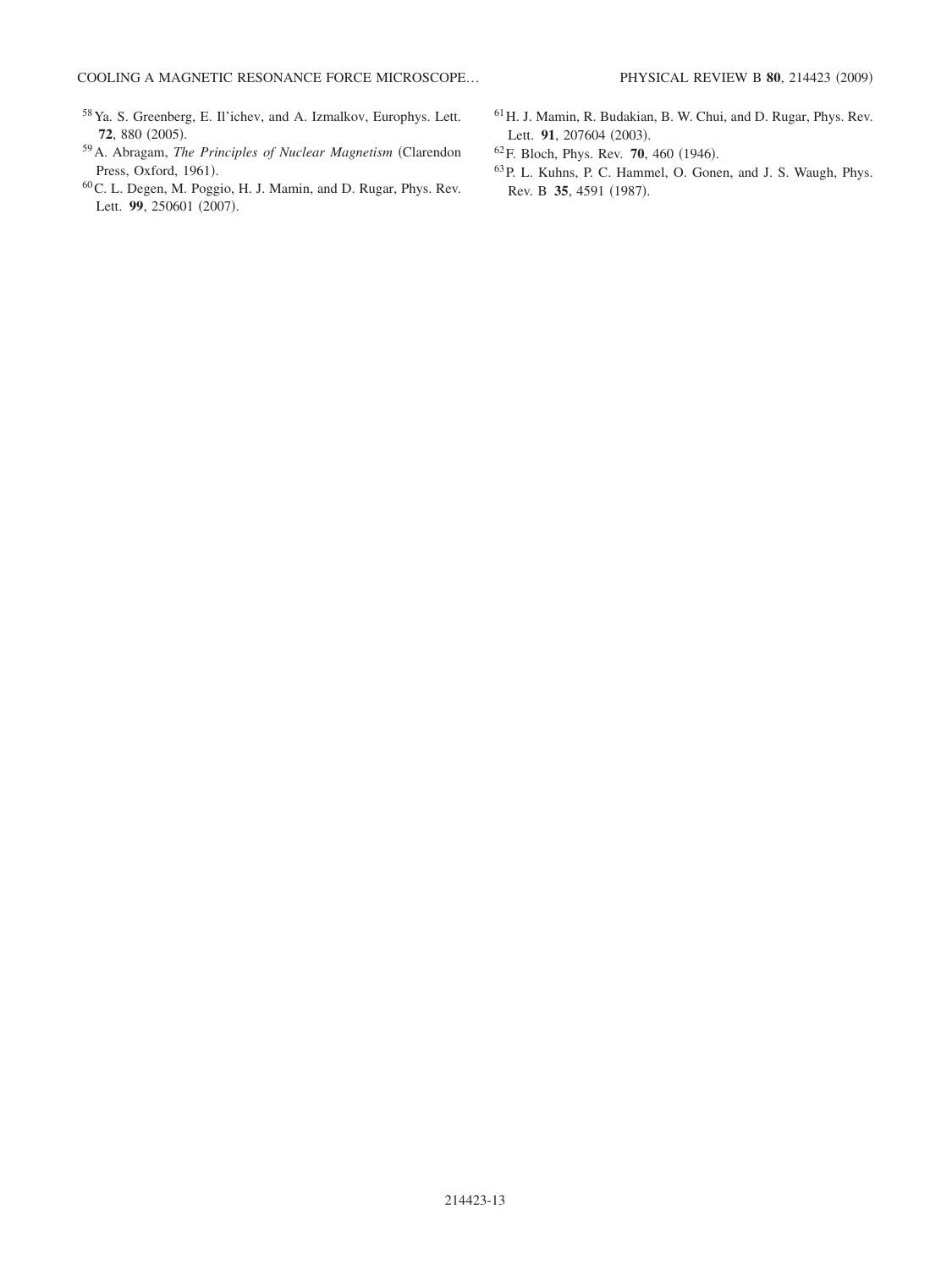[58] Ya. S. Greenberg, E. Il'ichev, and A. Izmalkov, Europhys. Lett. **72**, 880 (2005).

[59] A. Abragam, *The Principles of Nuclear Magnetism* (Clarendon Press, Oxford, 1961).

[60] C. L. Degen, M. Poggio, H. J. Mamin, and D. Rugar, Phys. Rev. Lett. **99**, 250601 (2007).

[61] H. J. Mamin, R. Budakian, B. W. Chui, and D. Rugar, Phys. Rev. Lett. **91**, 207604 (2003).

[62] F. Bloch, Phys. Rev. **70**, 460 (1946).

[63] P. L. Kuhns, P. C. Hammel, O. Gonen, and J. S. Waugh, Phys. Rev. B **35**, 4591 (1987).